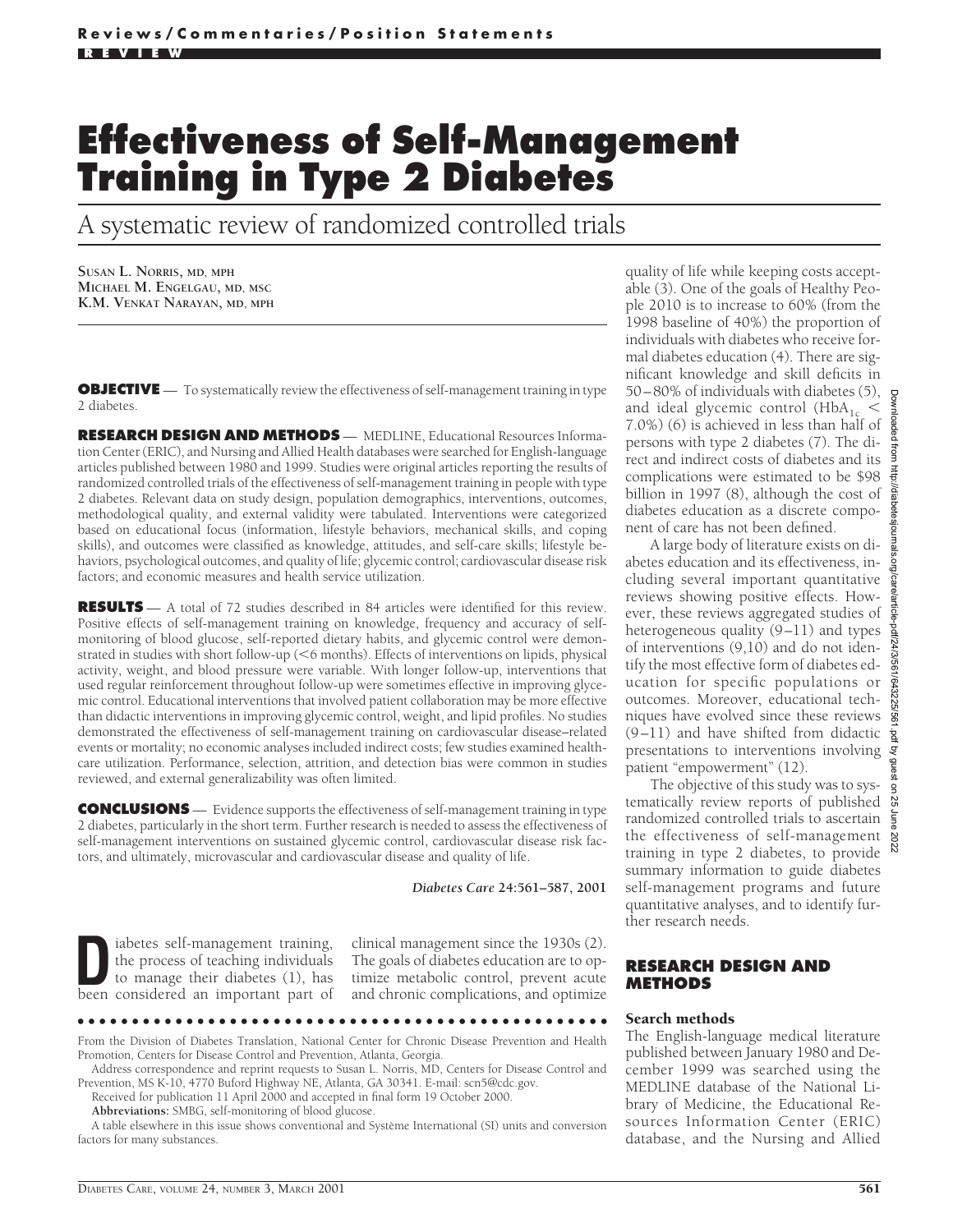# Effectiveness of Self-Management Training in Type 2 Diabetes

## A systematic review of randomized controlled trials

SUSAN L. NORRIS, MD, MPH
MICHAEL M. ENGELGAU, MD, MSC
K.M. VENKAT NARAYAN, MD, MPH

**OBJECTIVE** — To systematically review the effectiveness of self-management training in type 2 diabetes.

**RESEARCH DESIGN AND METHODS** — MEDLINE, Educational Resources Information Center (ERIC), and Nursing and Allied Health databases were searched for English-language articles published between 1980 and 1999. Studies were original articles reporting the results of randomized controlled trials of the effectiveness of self-management training in people with type 2 diabetes. Relevant data on study design, population demographics, interventions, outcomes, methodological quality, and external validity were tabulated. Interventions were categorized based on educational focus (information, lifestyle behaviors, mechanical skills, and coping skills), and outcomes were classified as knowledge, attitudes, and self-care skills; lifestyle behaviors, psychological outcomes, and quality of life; glycemic control; cardiovascular disease risk factors; and economic measures and health service utilization.

**RESULTS** — A total of 72 studies described in 84 articles were identified for this review. Positive effects of self-management training on knowledge, frequency and accuracy of self-monitoring of blood glucose, self-reported dietary habits, and glycemic control were demonstrated in studies with short follow-up (<6 months). Effects of interventions on lipids, physical activity, weight, and blood pressure were variable. With longer follow-up, interventions that used regular reinforcement throughout follow-up were sometimes effective in improving glycemic control. Educational interventions that involved patient collaboration may be more effective than didactic interventions in improving glycemic control, weight, and lipid profiles. No studies demonstrated the effectiveness of self-management training on cardiovascular disease–related events or mortality; no economic analyses included indirect costs; few studies examined health-care utilization. Performance, selection, attrition, and detection bias were common in studies reviewed, and external generalizability was often limited.

**CONCLUSIONS** — Evidence supports the effectiveness of self-management training in type 2 diabetes, particularly in the short term. Further research is needed to assess the effectiveness of self-management interventions on sustained glycemic control, cardiovascular disease risk factors, and ultimately, microvascular and cardiovascular disease and quality of life.

*Diabetes Care* **24**:561–587, 2001

Diabetes self-management training, the process of teaching individuals to manage their diabetes (1), has been considered an important part of clinical management since the 1930s (2). The goals of diabetes education are to optimize metabolic control, prevent acute and chronic complications, and optimize quality of life while keeping costs acceptable (3). One of the goals of Healthy People 2010 is to increase to 60% (from the 1998 baseline of 40%) the proportion of individuals with diabetes who receive formal diabetes education (4). There are significant knowledge and skill deficits in 50–80% of individuals with diabetes (5), and ideal glycemic control ($HbA_{1c}$ < 7.0%) (6) is achieved in less than half of persons with type 2 diabetes (7). The direct and indirect costs of diabetes and its complications were estimated to be $98 billion in 1997 (8), although the cost of diabetes education as a discrete component of care has not been defined.

A large body of literature exists on diabetes education and its effectiveness, including several important quantitative reviews showing positive effects. However, these reviews aggregated studies of heterogeneous quality (9–11) and types of interventions (9,10) and do not identify the most effective form of diabetes education for specific populations or outcomes. Moreover, educational techniques have evolved since these reviews (9–11) and have shifted from didactic presentations to interventions involving patient "empowerment" (12).

The objective of this study was to systematically review reports of published randomized controlled trials to ascertain the effectiveness of self-management training in type 2 diabetes, to provide summary information to guide diabetes self-management programs and future quantitative analyses, and to identify further research needs.

## RESEARCH DESIGN AND METHODS

### Search methods

The English-language medical literature published between January 1980 and December 1999 was searched using the MEDLINE database of the National Library of Medicine, the Educational Resources Information Center (ERIC) database, and the Nursing and Allied

---

From the Division of Diabetes Translation, National Center for Chronic Disease Prevention and Health Promotion, Centers for Disease Control and Prevention, Atlanta, Georgia.

Address correspondence and reprint requests to Susan L. Norris, MD, Centers for Disease Control and Prevention, MS K-10, 4770 Buford Highway NE, Atlanta, GA 30341. E-mail: scn5@cdc.gov.

Received for publication 11 April 2000 and accepted in final form 19 October 2000.

**Abbreviations:** SMBG, self-monitoring of blood glucose.

A table elsewhere in this issue shows conventional and Système International (SI) units and conversion factors for many substances.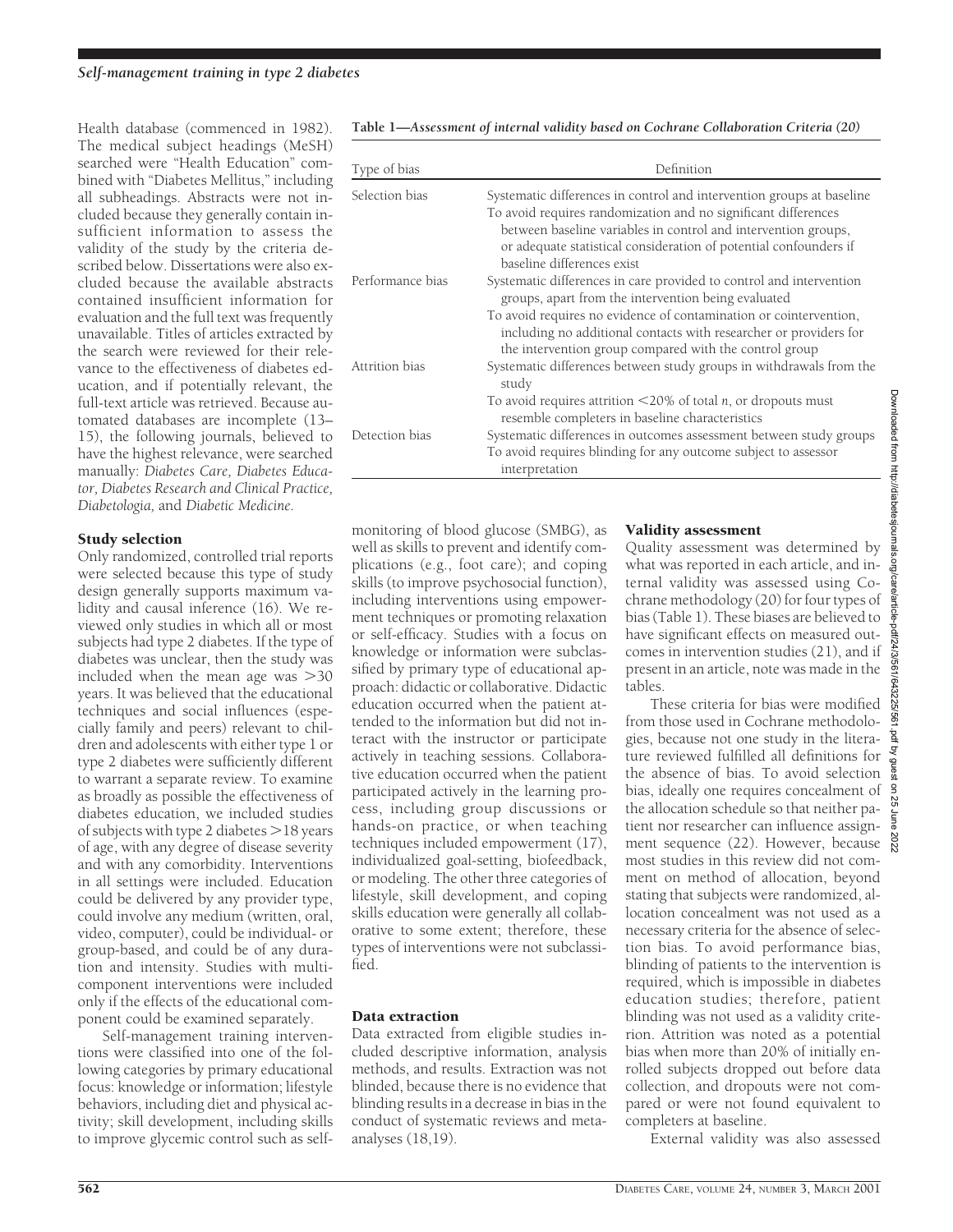Health database (commenced in 1982). The medical subject headings (MeSH) searched were "Health Education" combined with "Diabetes Mellitus," including all subheadings. Abstracts were not included because they generally contain insufficient information to assess the validity of the study by the criteria described below. Dissertations were also excluded because the available abstracts contained insufficient information for evaluation and the full text was frequently unavailable. Titles of articles extracted by the search were reviewed for their relevance to the effectiveness of diabetes education, and if potentially relevant, the full-text article was retrieved. Because automated databases are incomplete (13–15), the following journals, believed to have the highest relevance, were searched manually: *Diabetes Care, Diabetes Educator, Diabetes Research and Clinical Practice, Diabetologia,* and *Diabetic Medicine.*

### Study selection

Only randomized, controlled trial reports were selected because this type of study design generally supports maximum validity and causal inference (16). We reviewed only studies in which all or most subjects had type 2 diabetes. If the type of diabetes was unclear, then the study was included when the mean age was >30 years. It was believed that the educational techniques and social influences (especially family and peers) relevant to children and adolescents with either type 1 or type 2 diabetes were sufficiently different to warrant a separate review. To examine as broadly as possible the effectiveness of diabetes education, we included studies of subjects with type 2 diabetes >18 years of age, with any degree of disease severity and with any comorbidity. Interventions in all settings were included. Education could be delivered by any provider type, could involve any medium (written, oral, video, computer), could be individual- or group-based, and could be of any duration and intensity. Studies with multicomponent interventions were included only if the effects of the educational component could be examined separately.

Self-management training interventions were classified into one of the following categories by primary educational focus: knowledge or information; lifestyle behaviors, including diet and physical activity; skill development, including skills to improve glycemic control such as self-monitoring of blood glucose (SMBG), as well as skills to prevent and identify complications (e.g., foot care); and coping skills (to improve psychosocial function), including interventions using empowerment techniques or promoting relaxation or self-efficacy. Studies with a focus on knowledge or information were subclassified by primary type of educational approach: didactic or collaborative. Didactic education occurred when the patient attended to the information but did not interact with the instructor or participate actively in teaching sessions. Collaborative education occurred when the patient participated actively in the learning process, including group discussions or hands-on practice, or when teaching techniques included empowerment (17), individualized goal-setting, biofeedback, or modeling. The other three categories of lifestyle, skill development, and coping skills education were generally all collaborative to some extent; therefore, these types of interventions were not subclassified.

**Table 1—*Assessment of internal validity based on Cochrane Collaboration Criteria (20)***

| Type of bias | Definition |
|---|---|
| Selection bias | Systematic differences in control and intervention groups at baseline<br>To avoid requires randomization and no significant differences between baseline variables in control and intervention groups, or adequate statistical consideration of potential confounders if baseline differences exist |
| Performance bias | Systematic differences in care provided to control and intervention groups, apart from the intervention being evaluated<br>To avoid requires no evidence of contamination or cointervention, including no additional contacts with researcher or providers for the intervention group compared with the control group |
| Attrition bias | Systematic differences between study groups in withdrawals from the study<br>To avoid requires attrition <20% of total *n*, or dropouts must resemble completers in baseline characteristics |
| Detection bias | Systematic differences in outcomes assessment between study groups<br>To avoid requires blinding for any outcome subject to assessor interpretation |

### Data extraction

Data extracted from eligible studies included descriptive information, analysis methods, and results. Extraction was not blinded, because there is no evidence that blinding results in a decrease in bias in the conduct of systematic reviews and meta-analyses (18,19).

### Validity assessment

Quality assessment was determined by what was reported in each article, and internal validity was assessed using Cochrane methodology (20) for four types of bias (Table 1). These biases are believed to have significant effects on measured outcomes in intervention studies (21), and if present in an article, note was made in the tables.

These criteria for bias were modified from those used in Cochrane methodologies, because not one study in the literature reviewed fulfilled all definitions for the absence of bias. To avoid selection bias, ideally one requires concealment of the allocation schedule so that neither patient nor researcher can influence assignment sequence (22). However, because most studies in this review did not comment on method of allocation, beyond stating that subjects were randomized, allocation concealment was not used as a necessary criteria for the absence of selection bias. To avoid performance bias, blinding of patients to the intervention is required, which is impossible in diabetes education studies; therefore, patient blinding was not used as a validity criterion. Attrition was noted as a potential bias when more than 20% of initially enrolled subjects dropped out before data collection, and dropouts were not compared or were not found equivalent to completers at baseline.

External validity was also assessed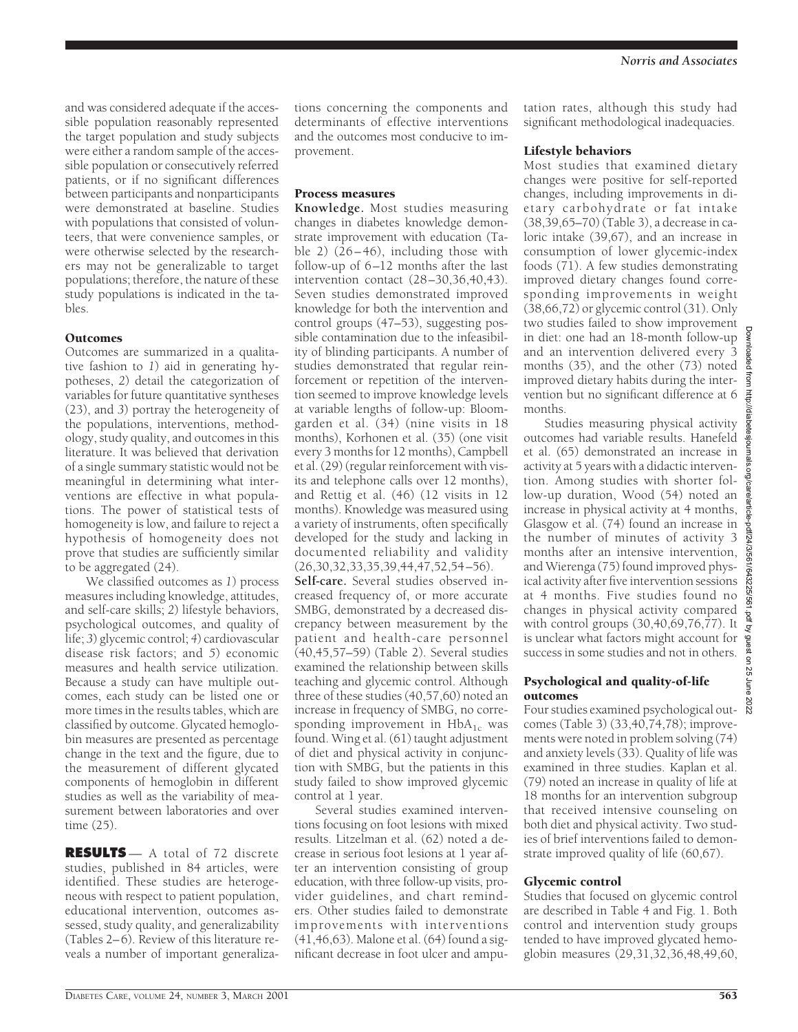and was considered adequate if the accessible population reasonably represented the target population and study subjects were either a random sample of the accessible population or consecutively referred patients, or if no significant differences between participants and nonparticipants were demonstrated at baseline. Studies with populations that consisted of volunteers, that were convenience samples, or were otherwise selected by the researchers may not be generalizable to target populations; therefore, the nature of these study populations is indicated in the tables.

### Outcomes

Outcomes are summarized in a qualitative fashion to *1*) aid in generating hypotheses, *2*) detail the categorization of variables for future quantitative syntheses (23), and *3*) portray the heterogeneity of the populations, interventions, methodology, study quality, and outcomes in this literature. It was believed that derivation of a single summary statistic would not be meaningful in determining what interventions are effective in what populations. The power of statistical tests of homogeneity is low, and failure to reject a hypothesis of homogeneity does not prove that studies are sufficiently similar to be aggregated (24).

We classified outcomes as *1*) process measures including knowledge, attitudes, and self-care skills; *2*) lifestyle behaviors, psychological outcomes, and quality of life; *3*) glycemic control; *4*) cardiovascular disease risk factors; and *5*) economic measures and health service utilization. Because a study can have multiple outcomes, each study can be listed one or more times in the results tables, which are classified by outcome. Glycated hemoglobin measures are presented as percentage change in the text and the figure, due to the measurement of different glycated components of hemoglobin in different studies as well as the variability of measurement between laboratories and over time (25).

## RESULTS

A total of 72 discrete studies, published in 84 articles, were identified. These studies are heterogeneous with respect to patient population, educational intervention, outcomes assessed, study quality, and generalizability (Tables 2–6). Review of this literature reveals a number of important generalizations concerning the components and determinants of effective interventions and the outcomes most conducive to improvement.

### Process measures

**Knowledge.** Most studies measuring changes in diabetes knowledge demonstrate improvement with education (Table 2) (26–46), including those with follow-up of 6–12 months after the last intervention contact (28–30,36,40,43). Seven studies demonstrated improved knowledge for both the intervention and control groups (47–53), suggesting possible contamination due to the infeasibility of blinding participants. A number of studies demonstrated that regular reinforcement or repetition of the intervention seemed to improve knowledge levels at variable lengths of follow-up: Bloomgarden et al. (34) (nine visits in 18 months), Korhonen et al. (35) (one visit every 3 months for 12 months), Campbell et al. (29) (regular reinforcement with visits and telephone calls over 12 months), and Rettig et al. (46) (12 visits in 12 months). Knowledge was measured using a variety of instruments, often specifically developed for the study and lacking in documented reliability and validity (26,30,32,33,35,39,44,47,52,54–56).

**Self-care.** Several studies observed increased frequency of, or more accurate SMBG, demonstrated by a decreased discrepancy between measurement by the patient and health-care personnel (40,45,57–59) (Table 2). Several studies examined the relationship between skills teaching and glycemic control. Although three of these studies (40,57,60) noted an increase in frequency of SMBG, no corresponding improvement in $HbA_{1c}$ was found. Wing et al. (61) taught adjustment of diet and physical activity in conjunction with SMBG, but the patients in this study failed to show improved glycemic control at 1 year.

Several studies examined interventions focusing on foot lesions with mixed results. Litzelman et al. (62) noted a decrease in serious foot lesions at 1 year after an intervention consisting of group education, with three follow-up visits, provider guidelines, and chart reminders. Other studies failed to demonstrate improvements with interventions (41,46,63). Malone et al. (64) found a significant decrease in foot ulcer and amputation rates, although this study had significant methodological inadequacies.

### Lifestyle behaviors

Most studies that examined dietary changes were positive for self-reported changes, including improvements in dietary carbohydrate or fat intake (38,39,65–70) (Table 3), a decrease in caloric intake (39,67), and an increase in consumption of lower glycemic-index foods (71). A few studies demonstrating improved dietary changes found corresponding improvements in weight (38,66,72) or glycemic control (31). Only two studies failed to show improvement in diet: one had an 18-month follow-up and an intervention delivered every 3 months (35), and the other (73) noted improved dietary habits during the intervention but no significant difference at 6 months.

Studies measuring physical activity outcomes had variable results. Hanefeld et al. (65) demonstrated an increase in activity at 5 years with a didactic intervention. Among studies with shorter follow-up duration, Wood (54) noted an increase in physical activity at 4 months, Glasgow et al. (74) found an increase in the number of minutes of activity 3 months after an intensive intervention, and Wierenga (75) found improved physical activity after five intervention sessions at 4 months. Five studies found no changes in physical activity compared with control groups (30,40,69,76,77). It is unclear what factors might account for success in some studies and not in others.

### Psychological and quality-of-life outcomes

Four studies examined psychological outcomes (Table 3) (33,40,74,78); improvements were noted in problem solving (74) and anxiety levels (33). Quality of life was examined in three studies. Kaplan et al. (79) noted an increase in quality of life at 18 months for an intervention subgroup that received intensive counseling on both diet and physical activity. Two studies of brief interventions failed to demonstrate improved quality of life (60,67).

### Glycemic control

Studies that focused on glycemic control are described in Table 4 and Fig. 1. Both control and intervention study groups tended to have improved glycated hemoglobin measures (29,31,32,36,48,49,60,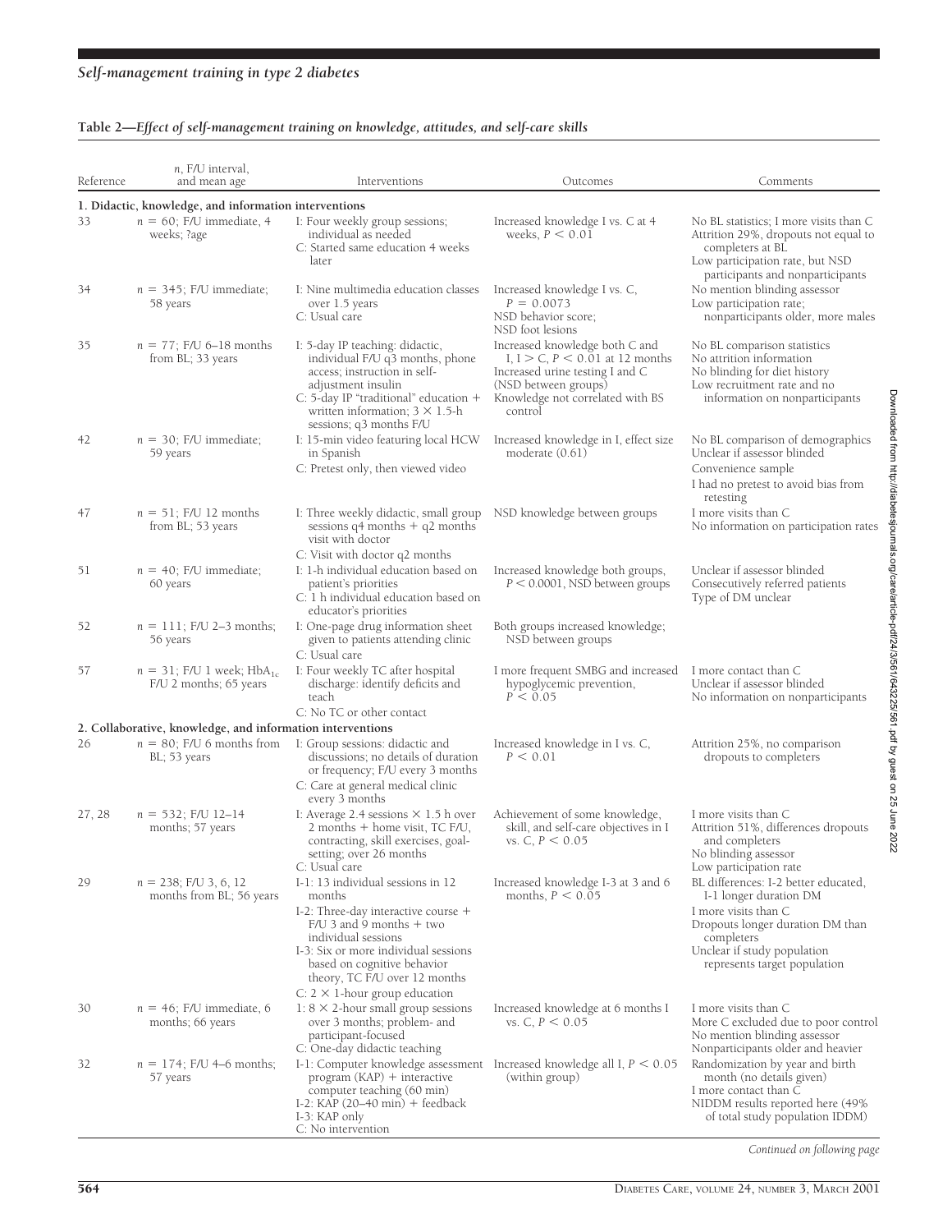**Table 2—*Effect of self-management training on knowledge, attitudes, and self-care skills***

| Reference | *n*, F/U interval, and mean age | Interventions | Outcomes | Comments |
|---|---|---|---|---|
| **1. Didactic, knowledge, and information interventions** | | | | |
| 33 | *n* = 60; F/U immediate, 4 weeks; ?age | I: Four weekly group sessions; individual as needed<br>C: Started same education 4 weeks later | Increased knowledge I vs. C at 4 weeks, $P < 0.01$ | No BL statistics; I more visits than C<br>Attrition 29%, dropouts not equal to completers at BL<br>Low participation rate, but NSD participants and nonparticipants |
| 34 | *n* = 345; F/U immediate; 58 years | I: Nine multimedia education classes over 1.5 years<br>C: Usual care | Increased knowledge I vs. C, $P = 0.0073$<br>NSD behavior score;<br>NSD foot lesions | No mention blinding assessor<br>Low participation rate; nonparticipants older, more males |
| 35 | *n* = 77; F/U 6–18 months from BL; 33 years | I: 5-day IP teaching: didactic, individual F/U q3 months, phone access; instruction in self-adjustment insulin<br>C: 5-day IP "traditional" education + written information; 3 × 1.5-h sessions; q3 months F/U | Increased knowledge both C and I, I > C, $P < 0.01$ at 12 months<br>Increased urine testing I and C (NSD between groups)<br>Knowledge not correlated with BS control | No BL comparison statistics<br>No attrition information<br>No blinding for diet history<br>Low recruitment rate and no information on nonparticipants |
| 42 | *n* = 30; F/U immediate; 59 years | I: 15-min video featuring local HCW in Spanish<br>C: Pretest only, then viewed video | Increased knowledge in I, effect size moderate (0.61) | No BL comparison of demographics<br>Unclear if assessor blinded<br>Convenience sample<br>I had no pretest to avoid bias from retesting |
| 47 | *n* = 51; F/U 12 months from BL; 53 years | I: Three weekly didactic, small group sessions q4 months + q2 months visit with doctor<br>C: Visit with doctor q2 months | NSD knowledge between groups | I more visits than C<br>No information on participation rates |
| 51 | *n* = 40; F/U immediate; 60 years | I: 1-h individual education based on patient's priorities<br>C: 1 h individual education based on educator's priorities | Increased knowledge both groups, $P < 0.0001$, NSD between groups | Unclear if assessor blinded<br>Consecutively referred patients<br>Type of DM unclear |
| 52 | *n* = 111; F/U 2–3 months; 56 years | I: One-page drug information sheet given to patients attending clinic<br>C: Usual care | Both groups increased knowledge; NSD between groups | |
| 57 | *n* = 31; F/U 1 week; $HbA_{1c}$ F/U 2 months; 65 years | I: Four weekly TC after hospital discharge: identify deficits and teach<br>C: No TC or other contact | I more frequent SMBG and increased hypoglycemic prevention, $P < 0.05$ | I more contact than C<br>Unclear if assessor blinded<br>No information on nonparticipants |
| **2. Collaborative, knowledge, and information interventions** | | | | |
| 26 | *n* = 80; F/U 6 months from BL; 53 years | I: Group sessions: didactic and discussions; no details of duration or frequency; F/U every 3 months<br>C: Care at general medical clinic every 3 months | Increased knowledge in I vs. C, $P < 0.01$ | Attrition 25%, no comparison dropouts to completers |
| 27, 28 | *n* = 532; F/U 12–14 months; 57 years | I: Average 2.4 sessions × 1.5 h over 2 months + home visit, TC F/U, contracting, skill exercises, goal-setting; over 26 months<br>C: Usual care | Achievement of some knowledge, skill, and self-care objectives in I vs. C, $P < 0.05$ | I more visits than C<br>Attrition 51%, differences dropouts and completers<br>No blinding assessor<br>Low participation rate |
| 29 | *n* = 238; F/U 3, 6, 12 months from BL; 56 years | I-1: 13 individual sessions in 12 months<br>I-2: Three-day interactive course + F/U 3 and 9 months + two individual sessions<br>I-3: Six or more individual sessions based on cognitive behavior theory, TC F/U over 12 months<br>C: 2 × 1-hour group education | Increased knowledge I-3 at 3 and 6 months, $P < 0.05$ | BL differences: I-2 better educated, I-1 longer duration DM<br>I more visits than C<br>Dropouts longer duration DM than completers<br>Unclear if study population represents target population |
| 30 | *n* = 46; F/U immediate, 6 months; 66 years | I: 8 × 2-hour small group sessions over 3 months; problem- and participant-focused<br>C: One-day didactic teaching | Increased knowledge at 6 months I vs. C, $P < 0.05$ | I more visits than C<br>More C excluded due to poor control<br>No mention blinding assessor<br>Nonparticipants older and heavier |
| 32 | *n* = 174; F/U 4–6 months; 57 years | I-1: Computer knowledge assessment program (KAP) + interactive computer teaching (60 min)<br>I-2: KAP (20–40 min) + feedback<br>I-3: KAP only<br>C: No intervention | Increased knowledge all I, $P < 0.05$ (within group) | Randomization by year and birth month (no details given)<br>I more contact than C<br>NIDDM results reported here (49% of total study population IDDM) |

*Continued on following page*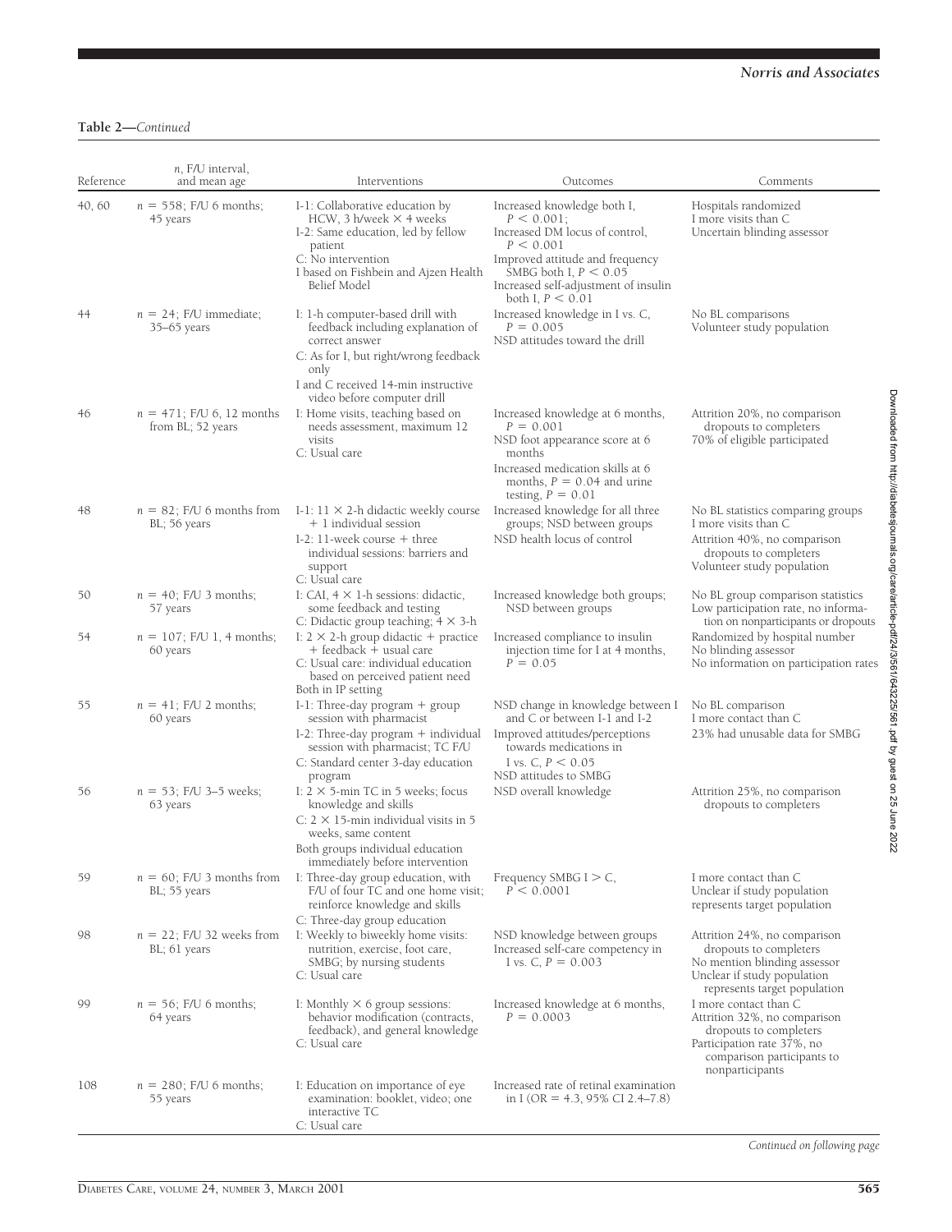**Table 2—***Continued*

| Reference | *n*, F/U interval, and mean age | Interventions | Outcomes | Comments |
|---|---|---|---|---|
| 40, 60 | $n = 558$; F/U 6 months; 45 years | I-1: Collaborative education by HCW, 3 h/week × 4 weeks<br>I-2: Same education, led by fellow patient<br>C: No intervention<br>I based on Fishbein and Ajzen Health Belief Model | Increased knowledge both I, $P < 0.001$;<br>Increased DM locus of control, $P < 0.001$<br>Improved attitude and frequency SMBG both I, $P < 0.05$<br>Increased self-adjustment of insulin both I, $P < 0.01$ | Hospitals randomized<br>I more visits than C<br>Uncertain blinding assessor |
| 44 | $n = 24$; F/U immediate; 35–65 years | I: 1-h computer-based drill with feedback including explanation of correct answer<br>C: As for I, but right/wrong feedback only<br>I and C received 14-min instructive video before computer drill | Increased knowledge in I vs. C, $P = 0.005$<br>NSD attitudes toward the drill | No BL comparisons<br>Volunteer study population |
| 46 | $n = 471$; F/U 6, 12 months from BL; 52 years | I: Home visits, teaching based on needs assessment, maximum 12 visits<br>C: Usual care | Increased knowledge at 6 months, $P = 0.001$<br>NSD foot appearance score at 6 months<br>Increased medication skills at 6 months, $P = 0.04$ and urine testing, $P = 0.01$ | Attrition 20%, no comparison dropouts to completers<br>70% of eligible participated |
| 48 | $n = 82$; F/U 6 months from BL; 56 years | I-1: 11 × 2-h didactic weekly course + 1 individual session<br>I-2: 11-week course + three individual sessions: barriers and support<br>C: Usual care | Increased knowledge for all three groups; NSD between groups<br>NSD health locus of control | No BL statistics comparing groups<br>I more visits than C<br>Attrition 40%, no comparison dropouts to completers<br>Volunteer study population |
| 50 | $n = 40$; F/U 3 months; 57 years | I: CAI, 4 × 1-h sessions: didactic, some feedback and testing<br>C: Didactic group teaching; 4 × 3-h | Increased knowledge both groups; NSD between groups | No BL group comparison statistics<br>Low participation rate, no information on nonparticipants or dropouts |
| 54 | $n = 107$; F/U 1, 4 months; 60 years | I: 2 × 2-h group didactic + practice + feedback + usual care<br>C: Usual care: individual education based on perceived patient need<br>Both in IP setting | Increased compliance to insulin injection time for I at 4 months, $P = 0.05$ | Randomized by hospital number<br>No blinding assessor<br>No information on participation rates |
| 55 | $n = 41$; F/U 2 months; 60 years | I-1: Three-day program + group session with pharmacist<br>I-2: Three-day program + individual session with pharmacist; TC F/U<br>C: Standard center 3-day education program | NSD change in knowledge between I and C or between I-1 and I-2<br>Improved attitudes/perceptions towards medications in I vs. C, $P < 0.05$<br>NSD attitudes to SMBG | No BL comparison<br>I more contact than C<br>23% had unusable data for SMBG |
| 56 | $n = 53$; F/U 3–5 weeks; 63 years | I: 2 × 5-min TC in 5 weeks; focus knowledge and skills<br>C: 2 × 15-min individual visits in 5 weeks, same content<br>Both groups individual education immediately before intervention | NSD overall knowledge | Attrition 25%, no comparison dropouts to completers |
| 59 | $n = 60$; F/U 3 months from BL; 55 years | I: Three-day group education, with F/U of four TC and one home visit; reinforce knowledge and skills<br>C: Three-day group education | Frequency SMBG I > C, $P < 0.0001$ | I more contact than C<br>Unclear if study population represents target population |
| 98 | $n = 22$; F/U 32 weeks from BL; 61 years | I: Weekly to biweekly home visits: nutrition, exercise, foot care, SMBG; by nursing students<br>C: Usual care | NSD knowledge between groups<br>Increased self-care competency in I vs. C, $P = 0.003$ | Attrition 24%, no comparison dropouts to completers<br>No mention blinding assessor<br>Unclear if study population represents target population |
| 99 | $n = 56$; F/U 6 months; 64 years | I: Monthly × 6 group sessions: behavior modification (contracts, feedback), and general knowledge<br>C: Usual care | Increased knowledge at 6 months, $P = 0.0003$ | I more contact than C<br>Attrition 32%, no comparison dropouts to completers<br>Participation rate 37%, no comparison participants to nonparticipants |
| 108 | $n = 280$; F/U 6 months; 55 years | I: Education on importance of eye examination: booklet, video; one interactive TC<br>C: Usual care | Increased rate of retinal examination in I (OR = 4.3, 95% CI 2.4–7.8) | |

*Continued on following page*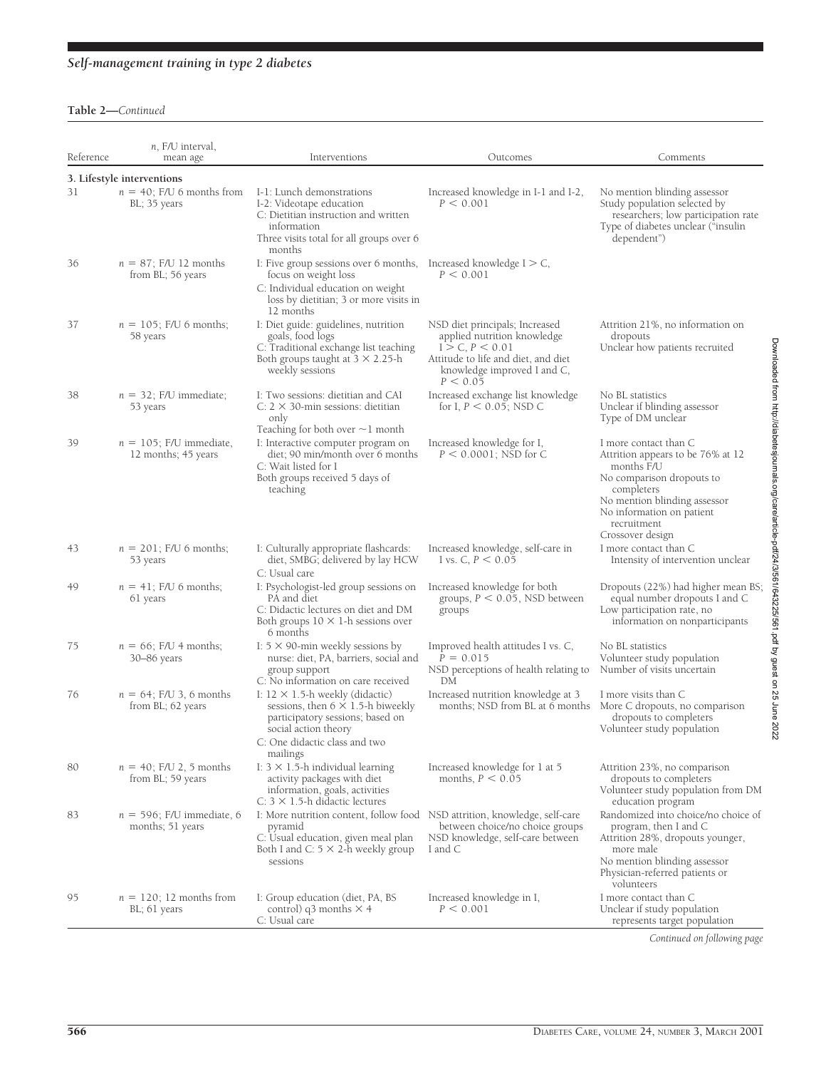**Table 2—***Continued*

| Reference | *n*, F/U interval, mean age | Interventions | Outcomes | Comments |
|---|---|---|---|---|
| **3. Lifestyle interventions** | | | | |
| 31 | $n = 40$; F/U 6 months from BL; 35 years | I-1: Lunch demonstrations<br>I-2: Videotape education<br>C: Dietitian instruction and written information<br>Three visits total for all groups over 6 months | Increased knowledge in I-1 and I-2, $P < 0.001$ | No mention blinding assessor<br>Study population selected by researchers; low participation rate<br>Type of diabetes unclear ("insulin dependent") |
| 36 | $n = 87$; F/U 12 months from BL; 56 years | I: Five group sessions over 6 months, focus on weight loss<br>C: Individual education on weight loss by dietitian; 3 or more visits in 12 months | Increased knowledge I > C, $P < 0.001$ | |
| 37 | $n = 105$; F/U 6 months; 58 years | I: Diet guide: guidelines, nutrition goals, food logs<br>C: Traditional exchange list teaching<br>Both groups taught at 3 × 2.25-h weekly sessions | NSD diet principals; Increased applied nutrition knowledge I > C, $P < 0.01$<br>Attitude to life and diet, and diet knowledge improved I and C, $P < 0.05$ | Attrition 21%, no information on dropouts<br>Unclear how patients recruited |
| 38 | $n = 32$; F/U immediate; 53 years | I: Two sessions: dietitian and CAI<br>C: 2 × 30-min sessions: dietitian only<br>Teaching for both over ~1 month | Increased exchange list knowledge for I, $P < 0.05$; NSD C | No BL statistics<br>Unclear if blinding assessor<br>Type of DM unclear |
| 39 | $n = 105$; F/U immediate, 12 months; 45 years | I: Interactive computer program on diet; 90 min/month over 6 months<br>C: Wait listed for I<br>Both groups received 5 days of teaching | Increased knowledge for I, $P < 0.0001$; NSD for C | I more contact than C<br>Attrition appears to be 76% at 12 months F/U<br>No comparison dropouts to completers<br>No mention blinding assessor<br>No information on patient recruitment<br>Crossover design |
| 43 | $n = 201$; F/U 6 months; 53 years | I: Culturally appropriate flashcards: diet, SMBG; delivered by lay HCW<br>C: Usual care | Increased knowledge, self-care in I vs. C, $P < 0.05$ | I more contact than C<br>Intensity of intervention unclear |
| 49 | $n = 41$; F/U 6 months; 61 years | I: Psychologist-led group sessions on PA and diet<br>C: Didactic lectures on diet and DM<br>Both groups 10 × 1-h sessions over 6 months | Increased knowledge for both groups, $P < 0.05$, NSD between groups | Dropouts (22%) had higher mean BS; equal number dropouts I and C<br>Low participation rate, no information on nonparticipants |
| 75 | $n = 66$; F/U 4 months; 30–86 years | I: 5 × 90-min weekly sessions by nurse: diet, PA, barriers, social and group support<br>C: No information on care received | Improved health attitudes I vs. C, $P = 0.015$<br>NSD perceptions of health relating to DM | No BL statistics<br>Volunteer study population<br>Number of visits uncertain |
| 76 | $n = 64$; F/U 3, 6 months from BL; 62 years | I: 12 × 1.5-h weekly (didactic) sessions, then 6 × 1.5-h biweekly participatory sessions; based on social action theory<br>C: One didactic class and two mailings | Increased nutrition knowledge at 3 months; NSD from BL at 6 months | I more visits than C<br>More C dropouts, no comparison dropouts to completers<br>Volunteer study population |
| 80 | $n = 40$; F/U 2, 5 months from BL; 59 years | I: 3 × 1.5-h individual learning activity packages with diet information, goals, activities<br>C: 3 × 1.5-h didactic lectures | Increased knowledge for 1 at 5 months, $P < 0.05$ | Attrition 23%, no comparison dropouts to completers<br>Volunteer study population from DM education program |
| 83 | $n = 596$; F/U immediate, 6 months; 51 years | I: More nutrition content, follow food pyramid<br>C: Usual education, given meal plan<br>Both I and C: 5 × 2-h weekly group sessions | NSD attrition, knowledge, self-care between choice/no choice groups<br>NSD knowledge, self-care between I and C | Randomized into choice/no choice of program, then I and C<br>Attrition 28%, dropouts younger, more male<br>No mention blinding assessor<br>Physician-referred patients or volunteers |
| 95 | $n = 120$; 12 months from BL; 61 years | I: Group education (diet, PA, BS control) q3 months × 4<br>C: Usual care | Increased knowledge in I, $P < 0.001$ | I more contact than C<br>Unclear if study population represents target population |

*Continued on following page*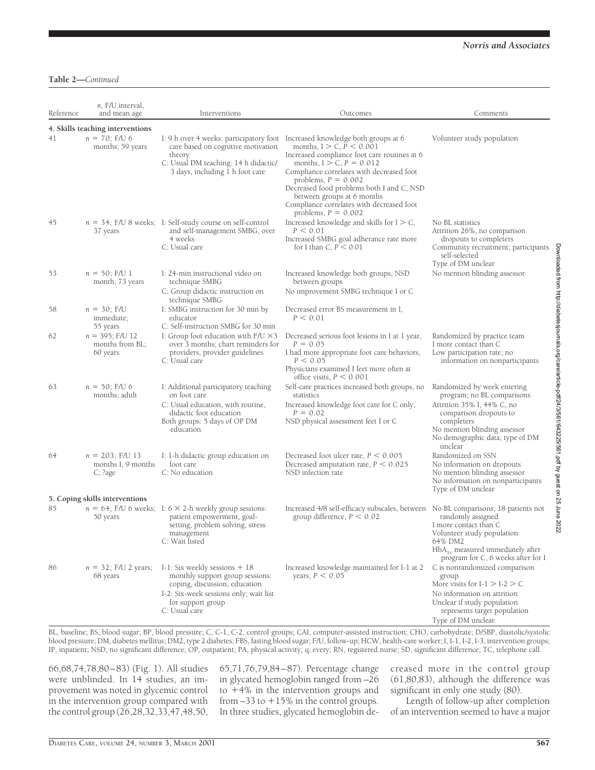**Table 2—***Continued*

| Reference | *n*, F/U interval, and mean age | Interventions | Outcomes | Comments |
|---|---|---|---|---|
| **4. Skills teaching interventions** | | | | |
| 41 | $n$ = 70; F/U 6 months; 59 years | I: 9 h over 4 weeks: participatory foot care based on cognitive motivation theory<br>C: Usual DM teaching: 14 h didactic/3 days, including 1 h foot care | Increased knowledge both groups at 6 months, I > C, $P < 0.001$<br>Increased compliance foot care routines at 6 months, I > C, $P = 0.012$<br>Compliance correlates with decreased foot problems, $P = 0.002$<br>Decreased food problems both I and C, NSD between groups at 6 months<br>Compliance correlates with decreased foot problems, $P = 0.002$ | Volunteer study population |
| 45 | $n$ = 34; F/U 8 weeks; 37 years | I: Self-study course on self-control and self-management SMBG, over 4 weeks<br>C: Usual care | Increased knowledge and skills for I > C, $P < 0.01$<br>Increased SMBG goal adherance rate more for I than C, $P < 0.01$ | No BL statistics<br>Attrition 26%, no comparison dropouts to completers<br>Community recruitment; participants self-selected<br>Type of DM unclear |
| 53 | $n$ = 50; F/U 1 month; 73 years | I: 24-min instructional video on technique SMBG<br>C: Group didactic instruction on technique SMBG | Increased knowledge both groups, NSD between groups<br>No improvement SMBG technique I or C | No mention blinding assessor |
| 58 | $n$ = 30; F/U immediate; 55 years | I: SMBG instruction for 30 min by educator<br>C: Self-instruction SMBG for 30 min | Decreased error BS measurement in I, $P < 0.01$ | |
| 62 | $n$ = 395; F/U 12 months from BL; 60 years | I: Group foot education with F/U ×3 over 3 months; chart reminders for providers, provider guidelines<br>C: Usual care | Decreased serious foot lesions in I at 1 year, $P = 0.05$<br>I had more appropriate foot care behaviors, $P < 0.05$<br>Physicians examined I feet more often at office visits, $P < 0.001$ | Randomized by practice team<br>I more contact than C<br>Low participation rate; no information on nonparticipants |
| 63 | $n$ = 50; F/U 6 months; adult | I: Additional participatory teaching on foot care<br>C: Usual education, with routine, didactic foot education<br>Both groups: 5 days of OP DM education | Self-care practices increased both groups, no statistics<br>Increased knowledge foot care for C only, $P = 0.02$<br>NSD physical assessment feet I or C | Randomized by week entering program; no BL comparisons<br>Attrition 35% I, 44% C, no comparison dropouts to completers<br>No mention blinding assessor<br>No demographic data; type of DM unclear |
| 64 | $n$ = 203; F/U 13 months I, 9 months C; ?age | I: 1-h didactic group education on foot care<br>C: No education | Decreased foot ulcer rate, $P < 0.005$<br>Decreased amputation rate, $P < 0.025$<br>NSD infection rate | Randomized on SSN<br>No information on dropouts<br>No mention blinding assessor<br>No information on nonparticipants<br>Type of DM unclear |
| **5. Coping skills interventions** | | | | |
| 85 | $n$ = 64; F/U 6 weeks; 50 years | I: 6 × 2-h weekly group sessions: patient empowerment, goal-setting, problem solving, stress management<br>C: Wait listed | Increased 4/8 self-efficacy subscales, between group difference, $P < 0.02$ | No BL comparisons; 18 patients not randomly assigned<br>I more contact than C<br>Volunteer study population<br>64% DM2<br>$HbA_{1c}$ measured immediately after program for C, 6 weeks after for I |
| 86 | $n$ = 32; F/U 2 years; 68 years | I-1: Six weekly sessions + 18 monthly support group sessions: coping, discussion, education<br>I-2: Six-week sessions only; wait list for support group<br>C: Usual care | Increased knowledge maintained for I-1 at 2 years, $P < 0.05$ | C is nonrandomized comparison group<br>More visits for I-1 > I-2 > C<br>No information on attrition<br>Unclear if study population represents target population<br>Type of DM unclear |

BL, baseline; BS, blood sugar; BP, blood pressure; C, C-1, C-2, control groups; CAI, computer-assisted instruction; CHO, carbohydrate; D/SBP, diastolic/systolic blood pressure; DM, diabetes mellitus; DM2, type 2 diabetes; FBS, fasting blood sugar; F/U, follow-up; HCW, health-care worker; I, I-1, I-2, I-3, intervention groups; IP, inpatient; NSD, no significant difference; OP, outpatient; PA, physical activity; q, every; RN, registered nurse; SD, significant difference; TC, telephone call.

66,68,74,78,80–83) (Fig. 1). All studies were unblinded. In 14 studies, an improvement was noted in glycemic control in the intervention group compared with the control group (26,28,32,33,47,48,50, 65,71,76,79,84–87). Percentage change in glycated hemoglobin ranged from –26 to +4% in the intervention groups and from –33 to +15% in the control groups. In three studies, glycated hemoglobin decreased more in the control group (61,80,83), although the difference was significant in only one study (80).

Length of follow-up after completion of an intervention seemed to have a major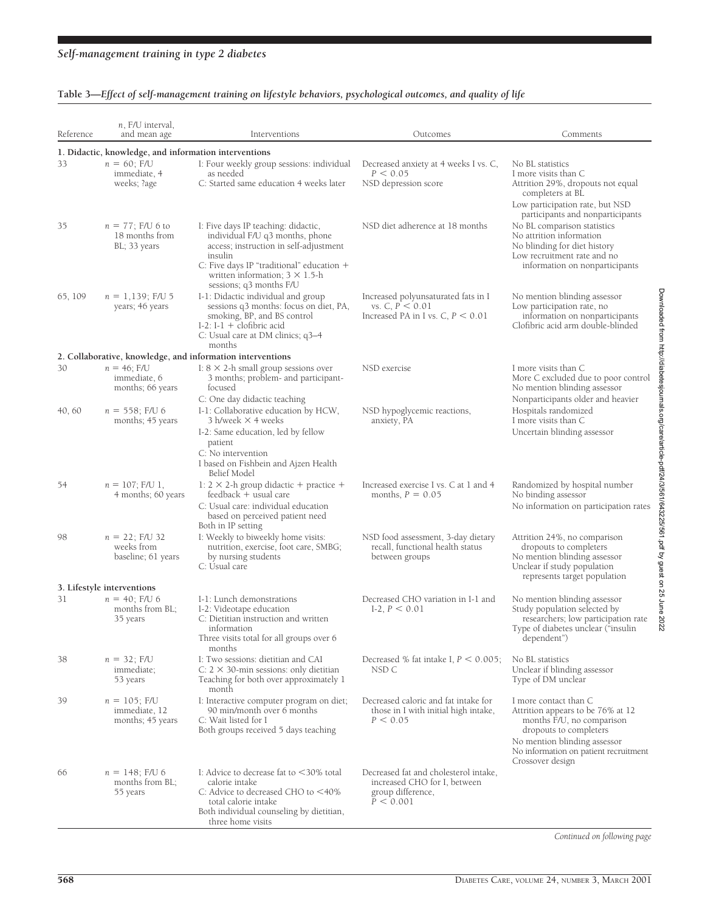**Table 3—*Effect of self-management training on lifestyle behaviors, psychological outcomes, and quality of life***

| Reference | *n*, F/U interval, and mean age | Interventions | Outcomes | Comments |
|---|---|---|---|---|
| **1. Didactic, knowledge, and information interventions** | | | | |
| 33 | *n* = 60; F/U immediate, 4 weeks; ?age | I: Four weekly group sessions: individual as needed<br>C: Started same education 4 weeks later | Decreased anxiety at 4 weeks I vs. C, $P < 0.05$<br>NSD depression score | No BL statistics<br>I more visits than C<br>Attrition 29%, dropouts not equal completers at BL<br>Low participation rate, but NSD participants and nonparticipants |
| 35 | *n* = 77; F/U 6 to 18 months from BL; 33 years | I: Five days IP teaching: didactic, individual F/U q3 months, phone access; instruction in self-adjustment insulin<br>C: Five days IP "traditional" education + written information; 3 × 1.5-h sessions; q3 months F/U | NSD diet adherence at 18 months | No BL comparison statistics<br>No attrition information<br>No blinding for diet history<br>Low recruitment rate and no information on nonparticipants |
| 65, 109 | *n* = 1,139; F/U 5 years; 46 years | I-1: Didactic individual and group sessions q3 months: focus on diet, PA, smoking, BP, and BS control<br>I-2: I-1 + clofibric acid<br>C: Usual care at DM clinics; q3–4 months | Increased polyunsaturated fats in I vs. C, $P < 0.01$<br>Increased PA in I vs. C, $P < 0.01$ | No mention blinding assessor<br>Low participation rate, no information on nonparticipants<br>Clofibric acid arm double-blinded |
| **2. Collaborative, knowledge, and information interventions** | | | | |
| 30 | *n* = 46; F/U immediate, 6 months; 66 years | I: 8 × 2-h small group sessions over 3 months; problem- and participant-focused<br>C: One day didactic teaching | NSD exercise | I more visits than C<br>More C excluded due to poor control<br>No mention blinding assessor<br>Nonparticipants older and heavier |
| 40, 60 | *n* = 558; F/U 6 months; 45 years | I-1: Collaborative education by HCW, 3 h/week × 4 weeks<br>I-2: Same education, led by fellow patient<br>C: No intervention<br>I based on Fishbein and Ajzen Health Belief Model | NSD hypoglycemic reactions, anxiety, PA | Hospitals randomized<br>I more visits than C<br>Uncertain blinding assessor |
| 54 | *n* = 107; F/U 1, 4 months; 60 years | 1: 2 × 2-h group didactic + practice + feedback + usual care<br>C: Usual care: individual education based on perceived patient need<br>Both in IP setting | Increased exercise I vs. C at 1 and 4 months, $P = 0.05$ | Randomized by hospital number<br>No binding assessor<br>No information on participation rates |
| 98 | *n* = 22; F/U 32 weeks from baseline; 61 years | I: Weekly to biweekly home visits: nutrition, exercise, foot care, SMBG; by nursing students<br>C: Usual care | NSD food assessment, 3-day dietary recall, functional health status between groups | Attrition 24%, no comparison dropouts to completers<br>No mention blinding assessor<br>Unclear if study population represents target population |
| **3. Lifestyle interventions** | | | | |
| 31 | *n* = 40; F/U 6 months from BL; 35 years | I-1: Lunch demonstrations<br>I-2: Videotape education<br>C: Dietitian instruction and written information<br>Three visits total for all groups over 6 months | Decreased CHO variation in I-1 and I-2, $P < 0.01$ | No mention blinding assessor<br>Study population selected by researchers; low participation rate<br>Type of diabetes unclear ("insulin dependent") |
| 38 | *n* = 32; F/U immediate; 53 years | I: Two sessions: dietitian and CAI<br>C: 2 × 30-min sessions: only dietitian<br>Teaching for both over approximately 1 month | Decreased % fat intake I, $P < 0.005$; NSD C | No BL statistics<br>Unclear if blinding assessor<br>Type of DM unclear |
| 39 | *n* = 105; F/U immediate, 12 months; 45 years | I: Interactive computer program on diet; 90 min/month over 6 months<br>C: Wait listed for I<br>Both groups received 5 days teaching | Decreased caloric and fat intake for those in I with initial high intake, $P < 0.05$ | I more contact than C<br>Attrition appears to be 76% at 12 months F/U, no comparison dropouts to completers<br>No mention blinding assessor<br>No information on patient recruitment<br>Crossover design |
| 66 | *n* = 148; F/U 6 months from BL; 55 years | I: Advice to decrease fat to <30% total calorie intake<br>C: Advice to decreased CHO to <40% total calorie intake<br>Both individual counseling by dietitian, three home visits | Decreased fat and cholesterol intake, increased CHO for I, between group difference, $P < 0.001$ | |

*Continued on following page*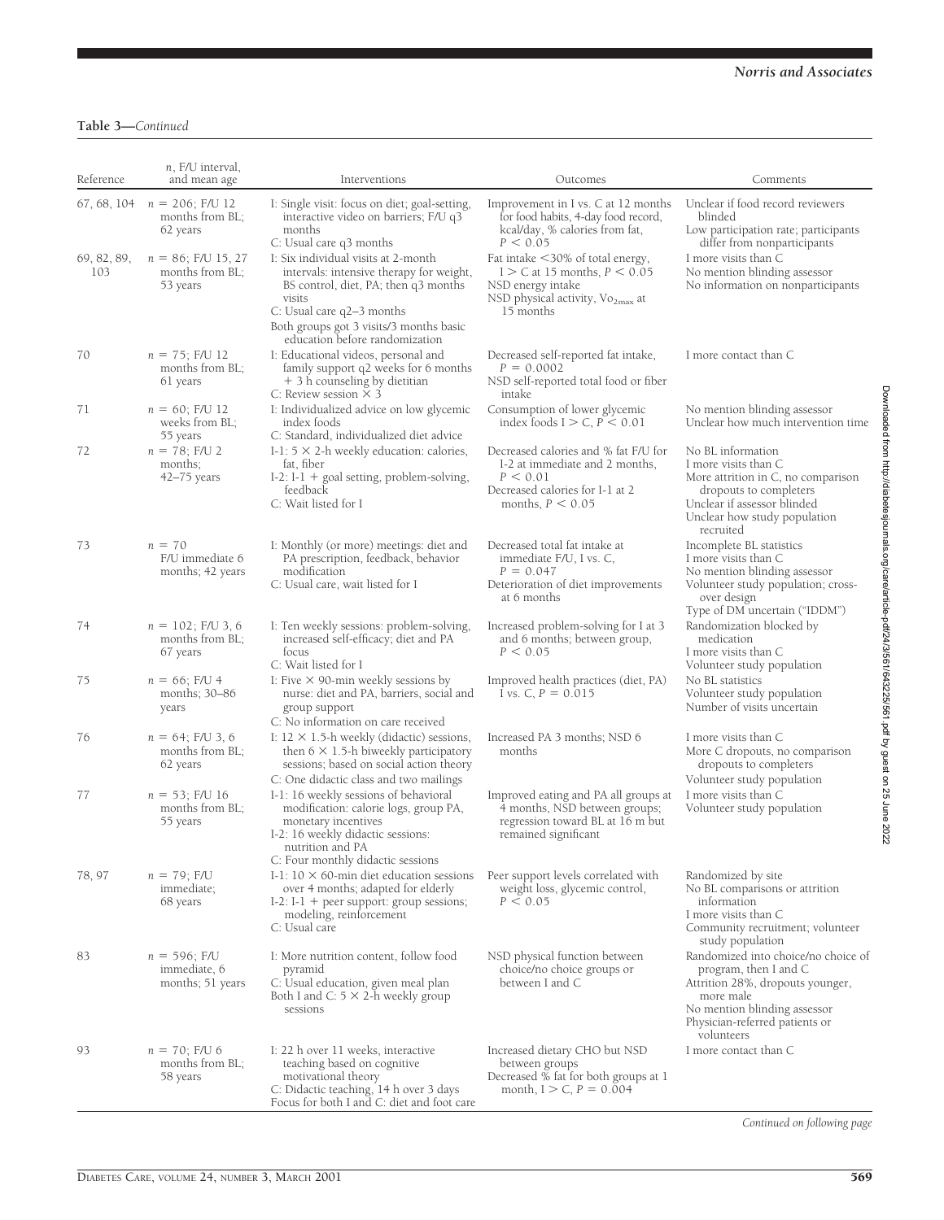**Table 3—***Continued*

| Reference | *n*, F/U interval, and mean age | Interventions | Outcomes | Comments |
|---|---|---|---|---|
| 67, 68, 104 | *n* = 206; F/U 12 months from BL; 62 years | I: Single visit: focus on diet; goal-setting, interactive video on barriers; F/U q3 months<br>C: Usual care q3 months | Improvement in I vs. C at 12 months for food habits, 4-day food record, kcal/day, % calories from fat, $P < 0.05$ | Unclear if food record reviewers blinded<br>Low participation rate; participants differ from nonparticipants |
| 69, 82, 89, 103 | *n* = 86; F/U 15, 27 months from BL; 53 years | I: Six individual visits at 2-month intervals: intensive therapy for weight, BS control, diet, PA; then q3 months visits<br>C: Usual care q2–3 months<br>Both groups got 3 visits/3 months basic education before randomization | Fat intake <30% of total energy, I > C at 15 months, $P < 0.05$<br>NSD energy intake<br>NSD physical activity, $Vo_{2max}$ at 15 months | I more visits than C<br>No mention blinding assessor<br>No information on nonparticipants |
| 70 | *n* = 75; F/U 12 months from BL; 61 years | I: Educational videos, personal and family support q2 weeks for 6 months + 3 h counseling by dietitian<br>C: Review session × 3 | Decreased self-reported fat intake, $P = 0.0002$<br>NSD self-reported total food or fiber intake | I more contact than C |
| 71 | *n* = 60; F/U 12 weeks from BL; 55 years | I: Individualized advice on low glycemic index foods<br>C: Standard, individualized diet advice | Consumption of lower glycemic index foods I > C, $P < 0.01$ | No mention blinding assessor<br>Unclear how much intervention time |
| 72 | *n* = 78; F/U 2 months; 42–75 years | I-1: 5 × 2-h weekly education: calories, fat, fiber<br>I-2: I-1 + goal setting, problem-solving, feedback<br>C: Wait listed for I | Decreased calories and % fat F/U for I-2 at immediate and 2 months, $P < 0.01$<br>Decreased calories for I-1 at 2 months, $P < 0.05$ | No BL information<br>I more visits than C<br>More attrition in C, no comparison dropouts to completers<br>Unclear if assessor blinded<br>Unclear how study population recruited |
| 73 | *n* = 70 F/U immediate 6 months; 42 years | I: Monthly (or more) meetings: diet and PA prescription, feedback, behavior modification<br>C: Usual care, wait listed for I | Decreased total fat intake at immediate F/U, I vs. C, $P = 0.047$<br>Deterioration of diet improvements at 6 months | Incomplete BL statistics<br>I more visits than C<br>No mention blinding assessor<br>Volunteer study population; cross-over design<br>Type of DM uncertain ("IDDM") |
| 74 | *n* = 102; F/U 3, 6 months from BL; 67 years | I: Ten weekly sessions: problem-solving, increased self-efficacy; diet and PA focus<br>C: Wait listed for I | Increased problem-solving for I at 3 and 6 months; between group, $P < 0.05$ | Randomization blocked by medication<br>I more visits than C<br>Volunteer study population |
| 75 | *n* = 66; F/U 4 months; 30–86 years | I: Five × 90-min weekly sessions by nurse: diet and PA, barriers, social and group support<br>C: No information on care received | Improved health practices (diet, PA) I vs. C, $P = 0.015$ | No BL statistics<br>Volunteer study population<br>Number of visits uncertain |
| 76 | *n* = 64; F/U 3, 6 months from BL; 62 years | I: 12 × 1.5-h weekly (didactic) sessions, then 6 × 1.5-h biweekly participatory sessions; based on social action theory<br>C: One didactic class and two mailings | Increased PA 3 months; NSD 6 months | I more visits than C<br>More C dropouts, no comparison dropouts to completers<br>Volunteer study population |
| 77 | *n* = 53; F/U 16 months from BL; 55 years | I-1: 16 weekly sessions of behavioral modification: calorie logs, group PA, monetary incentives<br>I-2: 16 weekly didactic sessions: nutrition and PA<br>C: Four monthly didactic sessions | Improved eating and PA all groups at 4 months, NSD between groups; regression toward BL at 16 m but remained significant | I more visits than C<br>Volunteer study population |
| 78, 97 | *n* = 79; F/U immediate; 68 years | I-1: 10 × 60-min diet education sessions over 4 months; adapted for elderly<br>I-2: I-1 + peer support: group sessions; modeling, reinforcement<br>C: Usual care | Peer support levels correlated with weight loss, glycemic control, $P < 0.05$ | Randomized by site<br>No BL comparisons or attrition information<br>I more visits than C<br>Community recruitment; volunteer study population |
| 83 | *n* = 596; F/U immediate, 6 months; 51 years | I: More nutrition content, follow food pyramid<br>C: Usual education, given meal plan<br>Both I and C: 5 × 2-h weekly group sessions | NSD physical function between choice/no choice groups or between I and C | Randomized into choice/no choice of program, then I and C<br>Attrition 28%, dropouts younger, more male<br>No mention blinding assessor<br>Physician-referred patients or volunteers |
| 93 | *n* = 70; F/U 6 months from BL; 58 years | I: 22 h over 11 weeks, interactive teaching based on cognitive motivational theory<br>C: Didactic teaching, 14 h over 3 days<br>Focus for both I and C: diet and foot care | Increased dietary CHO but NSD between groups<br>Decreased % fat for both groups at 1 month, I > C, $P = 0.004$ | I more contact than C |

*Continued on following page*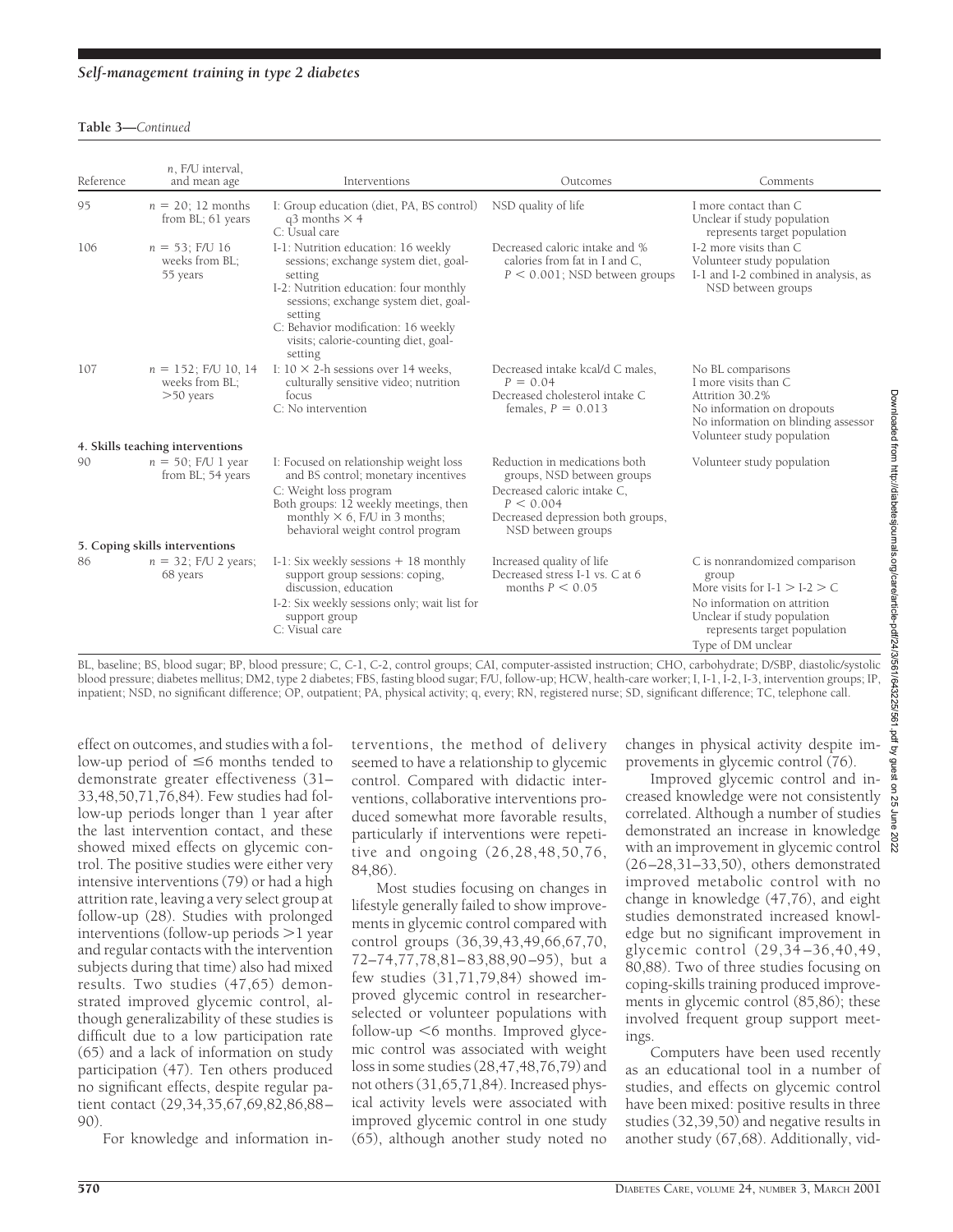**Table 3—***Continued*

| Reference | *n*, F/U interval, and mean age | Interventions | Outcomes | Comments |
|---|---|---|---|---|
| 95 | $n = 20$; 12 months from BL; 61 years | I: Group education (diet, PA, BS control) q3 months × 4<br>C: Usual care | NSD quality of life | I more contact than C<br>Unclear if study population represents target population |
| 106 | $n = 53$; F/U 16 weeks from BL; 55 years | I-1: Nutrition education: 16 weekly sessions; exchange system diet, goal-setting<br>I-2: Nutrition education: four monthly sessions; exchange system diet, goal-setting<br>C: Behavior modification: 16 weekly visits; calorie-counting diet, goal-setting | Decreased caloric intake and % calories from fat in I and C, $P < 0.001$; NSD between groups | I-2 more visits than C<br>Volunteer study population<br>I-1 and I-2 combined in analysis, as NSD between groups |
| 107 | $n = 152$; F/U 10, 14 weeks from BL; >50 years | I: 10 × 2-h sessions over 14 weeks, culturally sensitive video; nutrition focus<br>C: No intervention | Decreased intake kcal/d C males, $P = 0.04$<br>Decreased cholesterol intake C females, $P = 0.013$ | No BL comparisons<br>I more visits than C<br>Attrition 30.2%<br>No information on dropouts<br>No information on blinding assessor<br>Volunteer study population |
| **4. Skills teaching interventions** | | | | |
| 90 | $n = 50$; F/U 1 year from BL; 54 years | I: Focused on relationship weight loss and BS control; monetary incentives<br>C: Weight loss program<br>Both groups: 12 weekly meetings, then monthly × 6, F/U in 3 months; behavioral weight control program | Reduction in medications both groups, NSD between groups<br>Decreased caloric intake C, $P < 0.004$<br>Decreased depression both groups, NSD between groups | Volunteer study population |
| **5. Coping skills interventions** | | | | |
| 86 | $n = 32$; F/U 2 years; 68 years | I-1: Six weekly sessions + 18 monthly support group sessions: coping, discussion, education<br>I-2: Six weekly sessions only; wait list for support group<br>C: Usual care | Increased quality of life<br>Decreased stress I-1 vs. C at 6 months $P < 0.05$ | C is nonrandomized comparison group<br>More visits for I-1 > I-2 > C<br>No information on attrition<br>Unclear if study population represents target population<br>Type of DM unclear |

BL, baseline; BS, blood sugar; BP, blood pressure; C, C-1, C-2, control groups; CAI, computer-assisted instruction; CHO, carbohydrate; D/SBP, diastolic/systolic blood pressure; diabetes mellitus; DM2, type 2 diabetes; FBS, fasting blood sugar; F/U, follow-up; HCW, health-care worker; I, I-1, I-2, I-3, intervention groups; IP, inpatient; NSD, no significant difference; OP, outpatient; PA, physical activity; q, every; RN, registered nurse; SD, significant difference; TC, telephone call.

effect on outcomes, and studies with a follow-up period of ≤6 months tended to demonstrate greater effectiveness (31–33,48,50,71,76,84). Few studies had follow-up periods longer than 1 year after the last intervention contact, and these showed mixed effects on glycemic control. The positive studies were either very intensive interventions (79) or had a high attrition rate, leaving a very select group at follow-up (28). Studies with prolonged interventions (follow-up periods >1 year and regular contacts with the intervention subjects during that time) also had mixed results. Two studies (47,65) demonstrated improved glycemic control, although generalizability of these studies is difficult due to a low participation rate (65) and a lack of information on study participation (47). Ten others produced no significant effects, despite regular patient contact (29,34,35,67,69,82,86,88–90).

For knowledge and information interventions, the method of delivery seemed to have a relationship to glycemic control. Compared with didactic interventions, collaborative interventions produced somewhat more favorable results, particularly if interventions were repetitive and ongoing (26,28,48,50,76,84,86).

Most studies focusing on changes in lifestyle generally failed to show improvements in glycemic control compared with control groups (36,39,43,49,66,67,70,72–74,77,78,81–83,88,90–95), but a few studies (31,71,79,84) showed improved glycemic control in researcher-selected or volunteer populations with follow-up <6 months. Improved glycemic control was associated with weight loss in some studies (28,47,48,76,79) and not others (31,65,71,84). Increased physical activity levels were associated with improved glycemic control in one study (65), although another study noted no changes in physical activity despite improvements in glycemic control (76).

Improved glycemic control and increased knowledge were not consistently correlated. Although a number of studies demonstrated an increase in knowledge with an improvement in glycemic control (26–28,31–33,50), others demonstrated improved metabolic control with no change in knowledge (47,76), and eight studies demonstrated increased knowledge but no significant improvement in glycemic control (29,34–36,40,49,80,88). Two of three studies focusing on coping-skills training produced improvements in glycemic control (85,86); these involved frequent group support meetings.

Computers have been used recently as an educational tool in a number of studies, and effects on glycemic control have been mixed: positive results in three studies (32,39,50) and negative results in another study (67,68). Additionally, vid-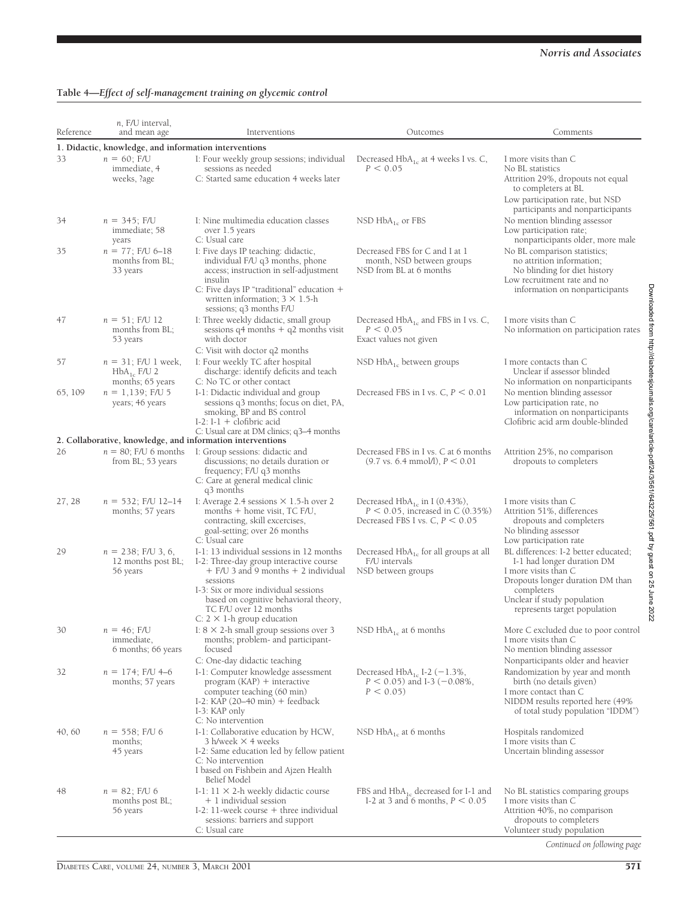**Table 4—*Effect of self-management training on glycemic control***

| Reference | $n$, F/U interval, and mean age | Interventions | Outcomes | Comments |
|---|---|---|---|---|
| **1. Didactic, knowledge, and information interventions** | | | | |
| 33 | $n = 60$; F/U immediate, 4 weeks, ?age | I: Four weekly group sessions; individual sessions as needed<br>C: Started same education 4 weeks later | Decreased $HbA_{1c}$ at 4 weeks I vs. C, $P < 0.05$ | I more visits than C<br>No BL statistics<br>Attrition 29%, dropouts not equal to completers at BL<br>Low participation rate, but NSD participants and nonparticipants |
| 34 | $n = 345$; F/U immediate; 58 years | I: Nine multimedia education classes over 1.5 years<br>C: Usual care | NSD $HbA_{1c}$ or FBS | No mention blinding assessor<br>Low participation rate; nonparticipants older, more male |
| 35 | $n = 77$; F/U 6–18 months from BL; 33 years | I: Five days IP teaching: didactic, individual F/U q3 months, phone access; instruction in self-adjustment insulin<br>C: Five days IP "traditional" education + written information; 3 × 1.5-h sessions; q3 months F/U | Decreased FBS for C and I at 1 month, NSD between groups<br>NSD from BL at 6 months | No BL comparison statistics; no attrition information;<br>No blinding for diet history<br>Low recruitment rate and no information on nonparticipants |
| 47 | $n = 51$; F/U 12 months from BL; 53 years | I: Three weekly didactic, small group sessions q4 months + q2 months visit with doctor<br>C: Visit with doctor q2 months | Decreased $HbA_{1c}$ and FBS in I vs. C, $P < 0.05$<br>Exact values not given | I more visits than C<br>No information on participation rates |
| 57 | $n = 31$; F/U 1 week, $HbA_{1c}$ F/U 2 months; 65 years | I: Four weekly TC after hospital discharge: identify deficits and teach<br>C: No TC or other contact | NSD $HbA_{1c}$ between groups | I more contacts than C<br>Unclear if assessor blinded<br>No information on nonparticipants |
| 65, 109 | $n = 1,139$; F/U 5 years; 46 years | I-1: Didactic individual and group sessions q3 months; focus on diet, PA, smoking, BP and BS control<br>I-2: I-1 + clofibric acid<br>C: Usual care at DM clinics; q3–4 months | Decreased FBS in I vs. C, $P < 0.01$ | No mention blinding assessor<br>Low participation rate, no information on nonparticipants<br>Clofibric acid arm double-blinded |
| **2. Collaborative, knowledge, and information interventions** | | | | |
| 26 | $n = 80$; F/U 6 months from BL; 53 years | I: Group sessions: didactic and discussions; no details duration or frequency; F/U q3 months<br>C: Care at general medical clinic q3 months | Decreased FBS in I vs. C at 6 months (9.7 vs. 6.4 mmol/l), $P < 0.01$ | Attrition 25%, no comparison dropouts to completers |
| 27, 28 | $n = 532$; F/U 12–14 months; 57 years | I: Average 2.4 sessions × 1.5-h over 2 months + home visit, TC F/U, contracting, skill excercises, goal-setting; over 26 months<br>C: Usual care | Decreased $HbA_{1c}$ in I (0.43%), $P < 0.05$, increased in C (0.35%)<br>Decreased FBS I vs. C, $P < 0.05$ | I more visits than C<br>Attrition 51%, differences dropouts and completers<br>No blinding assessor<br>Low participation rate |
| 29 | $n = 238$; F/U 3, 6, 12 months post BL; 56 years | I-1: 13 individual sessions in 12 months<br>I-2: Three-day group interactive course + F/U 3 and 9 months + 2 individual sessions<br>I-3: Six or more individual sessions based on cognitive behavioral theory, TC F/U over 12 months<br>C: 2 × 1-h group education | Decreased $HbA_{1c}$ for all groups at all F/U intervals<br>NSD between groups | BL differences: I-2 better educated; I-1 had longer duration DM<br>I more visits than C<br>Dropouts longer duration DM than completers<br>Unclear if study population represents target population |
| 30 | $n = 46$; F/U immediate, 6 months; 66 years | I: 8 × 2-h small group sessions over 3 months; problem- and participant-focused<br>C: One-day didactic teaching | NSD $HbA_{1c}$ at 6 months | More C excluded due to poor control<br>I more visits than C<br>No mention blinding assessor<br>Nonparticipants older and heavier |
| 32 | $n = 174$; F/U 4–6 months; 57 years | I-1: Computer knowledge assessment program (KAP) + interactive computer teaching (60 min)<br>I-2: KAP (20–40 min) + feedback<br>I-3: KAP only<br>C: No intervention | Decreased $HbA_{1c}$ I-2 (−1.3%, $P < 0.05$) and I-3 (−0.08%, $P < 0.05$) | Randomization by year and month birth (no details given)<br>I more contact than C<br>NIDDM results reported here (49% of total study population "IDDM") |
| 40, 60 | $n = 558$; F/U 6 months; 45 years | I-1: Collaborative education by HCW, 3 h/week × 4 weeks<br>I-2: Same education led by fellow patient<br>C: No intervention<br>I based on Fishbein and Ajzen Health Belief Model | NSD $HbA_{1c}$ at 6 months | Hospitals randomized<br>I more visits than C<br>Uncertain blinding assessor |
| 48 | $n = 82$; F/U 6 months post BL; 56 years | I-1: 11 × 2-h weekly didactic course + 1 individual session<br>I-2: 11-week course + three individual sessions: barriers and support<br>C: Usual care | FBS and $HbA_{1c}$ decreased for I-1 and I-2 at 3 and 6 months, $P < 0.05$ | No BL statistics comparing groups<br>I more visits than C<br>Attrition 40%, no comparison dropouts to completers<br>Volunteer study population |

*Continued on following page*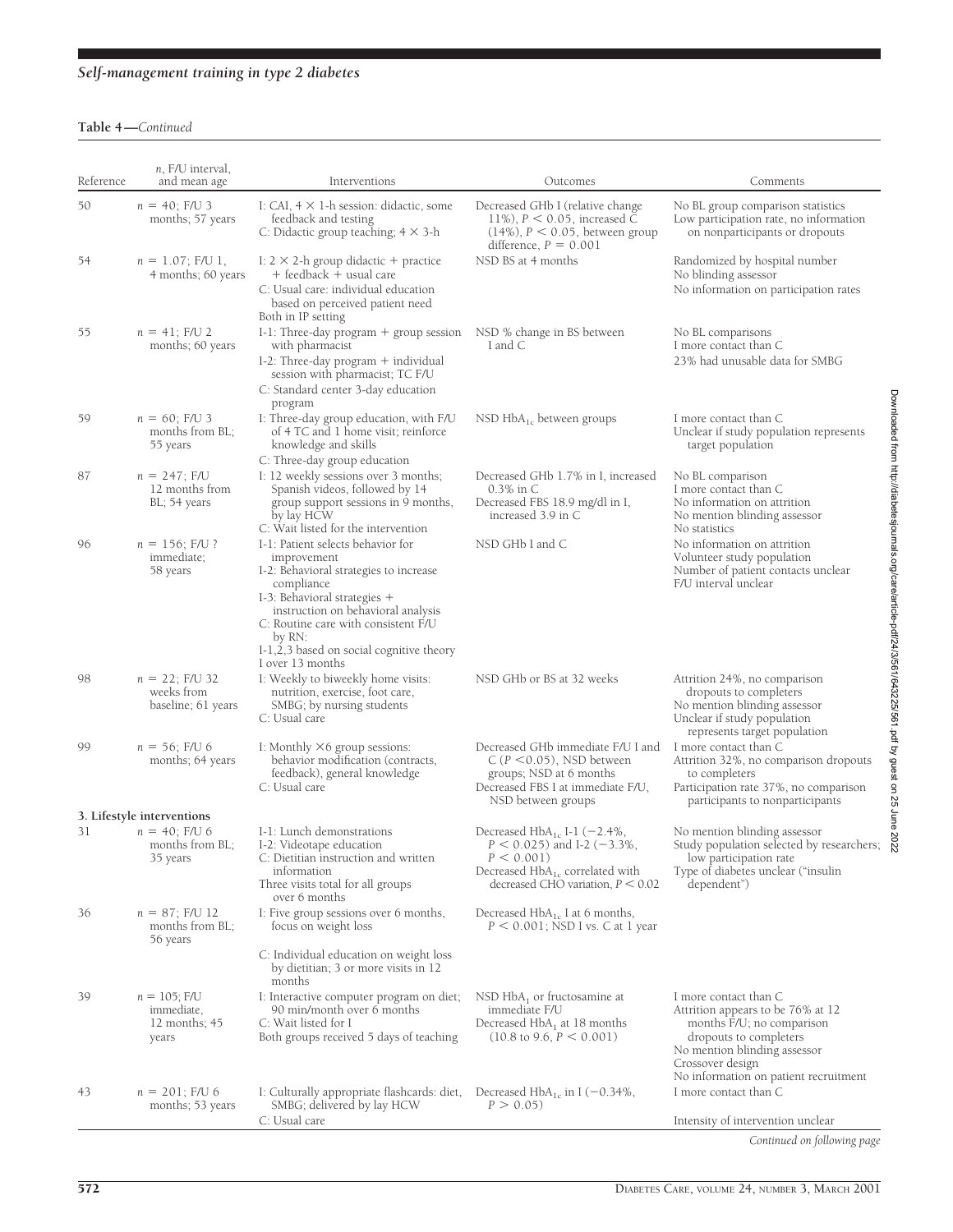**Table 4—**_Continued_

| Reference | $n$, F/U interval, and mean age | Interventions | Outcomes | Comments |
|---|---|---|---|---|
| 50 | $n = 40$; F/U 3 months; 57 years | I: CAI, 4 × 1-h session: didactic, some feedback and testing<br>C: Didactic group teaching; 4 × 3-h | Decreased GHb I (relative change 11%), $P < 0.05$, increased C (14%), $P < 0.05$, between group difference, $P = 0.001$ | No BL group comparison statistics<br>Low participation rate, no information on nonparticipants or dropouts |
| 54 | $n = 1.07$; F/U 1, 4 months; 60 years | I: 2 × 2-h group didactic + practice + feedback + usual care<br>C: Usual care: individual education based on perceived patient need<br>Both in IP setting | NSD BS at 4 months | Randomized by hospital number<br>No blinding assessor<br>No information on participation rates |
| 55 | $n = 41$; F/U 2 months; 60 years | I-1: Three-day program + group session with pharmacist<br>I-2: Three-day program + individual session with pharmacist; TC F/U<br>C: Standard center 3-day education program | NSD % change in BS between I and C | No BL comparisons<br>I more contact than C<br>23% had unusable data for SMBG |
| 59 | $n = 60$; F/U 3 months from BL; 55 years | I: Three-day group education, with F/U of 4 TC and 1 home visit; reinforce knowledge and skills<br>C: Three-day group education | NSD $HbA_{1c}$ between groups | I more contact than C<br>Unclear if study population represents target population |
| 87 | $n = 247$; F/U 12 months from BL; 54 years | I: 12 weekly sessions over 3 months; Spanish videos, followed by 14 group support sessions in 9 months, by lay HCW<br>C: Wait listed for the intervention | Decreased GHb 1.7% in I, increased 0.3% in C<br>Decreased FBS 18.9 mg/dl in I, increased 3.9 in C | No BL comparison<br>I more contact than C<br>No information on attrition<br>No mention blinding assessor<br>No statistics |
| 96 | $n = 156$; F/U ? immediate; 58 years | I-1: Patient selects behavior for improvement<br>I-2: Behavioral strategies to increase compliance<br>I-3: Behavioral strategies + instruction on behavioral analysis<br>C: Routine care with consistent F/U by RN:<br>I-1,2,3 based on social cognitive theory<br>I over 13 months | NSD GHb I and C | No information on attrition<br>Volunteer study population<br>Number of patient contacts unclear<br>F/U interval unclear |
| 98 | $n = 22$; F/U 32 weeks from baseline; 61 years | I: Weekly to biweekly home visits: nutrition, exercise, foot care, SMBG; by nursing students<br>C: Usual care | NSD GHb or BS at 32 weeks | Attrition 24%, no comparison dropouts to completers<br>No mention blinding assessor<br>Unclear if study population represents target population |
| 99 | $n = 56$; F/U 6 months; 64 years | I: Monthly ×6 group sessions: behavior modification (contracts, feedback), general knowledge<br>C: Usual care | Decreased GHb immediate F/U I and C ($P < 0.05$), NSD between groups; NSD at 6 months<br>Decreased FBS I at immediate F/U, NSD between groups | I more contact than C<br>Attrition 32%, no comparison dropouts to completers<br>Participation rate 37%, no comparison participants to nonparticipants |
| **3. Lifestyle interventions** | | | | |
| 31 | $n = 40$; F/U 6 months from BL; 35 years | I-1: Lunch demonstrations<br>I-2: Videotape education<br>C: Dietitian instruction and written information<br>Three visits total for all groups over 6 months | Decreased $HbA_{1c}$ I-1 (−2.4%, $P < 0.025$) and I-2 (−3.3%, $P < 0.001$)<br>Decreased $HbA_{1c}$ correlated with decreased CHO variation, $P < 0.02$ | No mention blinding assessor<br>Study population selected by researchers; low participation rate<br>Type of diabetes unclear ("insulin dependent") |
| 36 | $n = 87$; F/U 12 months from BL; 56 years | I: Five group sessions over 6 months, focus on weight loss<br>C: Individual education on weight loss by dietitian; 3 or more visits in 12 months | Decreased $HbA_{1c}$ I at 6 months, $P < 0.001$; NSD I vs. C at 1 year | |
| 39 | $n = 105$; F/U immediate, 12 months; 45 years | I: Interactive computer program on diet; 90 min/month over 6 months<br>C: Wait listed for I<br>Both groups received 5 days of teaching | NSD $HbA_1$ or fructosamine at immediate F/U<br>Decreased $HbA_1$ at 18 months (10.8 to 9.6, $P < 0.001$) | I more contact than C<br>Attrition appears to be 76% at 12 months F/U; no comparison dropouts to completers<br>No mention blinding assessor<br>Crossover design<br>No information on patient recruitment |
| 43 | $n = 201$; F/U 6 months; 53 years | I: Culturally appropriate flashcards: diet, SMBG; delivered by lay HCW<br>C: Usual care | Decreased $HbA_{1c}$ in I (−0.34%, $P > 0.05$) | I more contact than C<br>Intensity of intervention unclear |

_Continued on following page_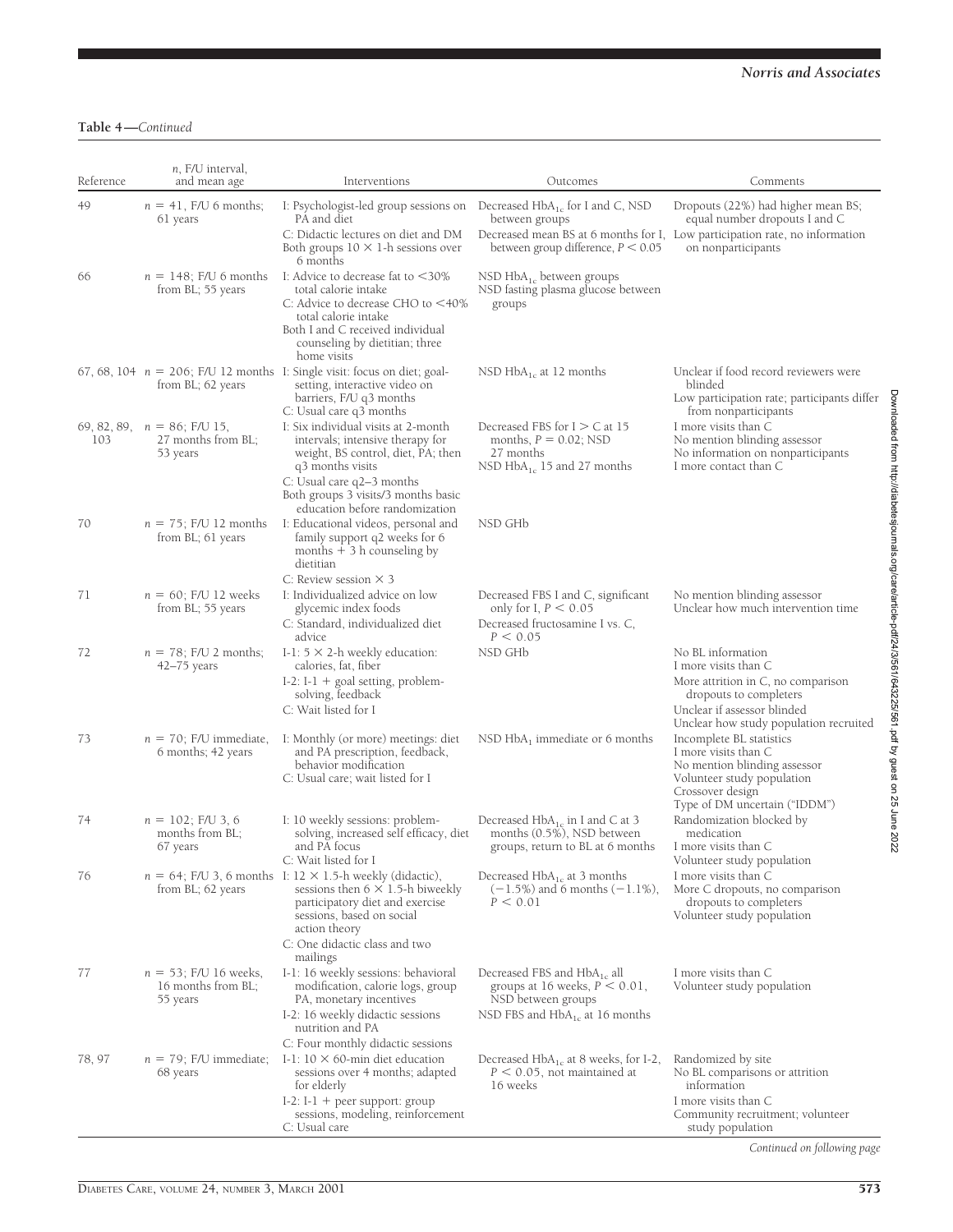**Table 4—***Continued*

| Reference | *n*, F/U interval, and mean age | Interventions | Outcomes | Comments |
|---|---|---|---|---|
| 49 | $n$ = 41, F/U 6 months; 61 years | I: Psychologist-led group sessions on PA and diet<br>C: Didactic lectures on diet and DM<br>Both groups 10 × 1-h sessions over 6 months | Decreased $HbA_{1c}$ for I and C, NSD between groups<br>Decreased mean BS at 6 months for I, between group difference, $P < 0.05$ | Dropouts (22%) had higher mean BS; equal number dropouts I and C<br>Low participation rate, no information on nonparticipants |
| 66 | $n$ = 148; F/U 6 months from BL; 55 years | I: Advice to decrease fat to <30% total calorie intake<br>C: Advice to decrease CHO to <40% total calorie intake<br>Both I and C received individual counseling by dietitian; three home visits | NSD $HbA_{1c}$ between groups<br>NSD fasting plasma glucose between groups | |
| 67, 68, 104 | $n$ = 206; F/U 12 months from BL; 62 years | I: Single visit: focus on diet; goal-setting, interactive video on barriers, F/U q3 months<br>C: Usual care q3 months | NSD $HbA_{1c}$ at 12 months | Unclear if food record reviewers were blinded<br>Low participation rate; participants differ from nonparticipants |
| 69, 82, 89, 103 | $n$ = 86; F/U 15, 27 months from BL; 53 years | I: Six individual visits at 2-month intervals; intensive therapy for weight, BS control, diet, PA; then q3 months visits<br>C: Usual care q2–3 months<br>Both groups 3 visits/3 months basic education before randomization | Decreased FBS for I > C at 15 months, $P = 0.02$; NSD 27 months<br>NSD $HbA_{1c}$ 15 and 27 months | I more visits than C<br>No mention blinding assessor<br>No information on nonparticipants<br>I more contact than C |
| 70 | $n$ = 75; F/U 12 months from BL; 61 years | I: Educational videos, personal and family support q2 weeks for 6 months + 3 h counseling by dietitian<br>C: Review session × 3 | NSD GHb | |
| 71 | $n$ = 60; F/U 12 weeks from BL; 55 years | I: Individualized advice on low glycemic index foods<br>C: Standard, individualized diet advice | Decreased FBS I and C, significant only for I, $P < 0.05$<br>Decreased fructosamine I vs. C, $P < 0.05$ | No mention blinding assessor<br>Unclear how much intervention time |
| 72 | $n$ = 78; F/U 2 months; 42–75 years | I-1: 5 × 2-h weekly education: calories, fat, fiber<br>I-2: I-1 + goal setting, problem-solving, feedback<br>C: Wait listed for I | NSD GHb | No BL information<br>I more visits than C<br>More attrition in C, no comparison dropouts to completers<br>Unclear if assessor blinded<br>Unclear how study population recruited |
| 73 | $n$ = 70; F/U immediate, 6 months; 42 years | I: Monthly (or more) meetings: diet and PA prescription, feedback, behavior modification<br>C: Usual care; wait listed for I | NSD $HbA_1$ immediate or 6 months | Incomplete BL statistics<br>I more visits than C<br>No mention blinding assessor<br>Volunteer study population<br>Crossover design<br>Type of DM uncertain ("IDDM") |
| 74 | $n$ = 102; F/U 3, 6 months from BL; 67 years | I: 10 weekly sessions: problem-solving, increased self efficacy, diet and PA focus<br>C: Wait listed for I | Decreased $HbA_{1c}$ in I and C at 3 months (0.5%), NSD between groups, return to BL at 6 months | Randomization blocked by medication<br>I more visits than C<br>Volunteer study population |
| 76 | $n$ = 64; F/U 3, 6 months from BL; 62 years | I: 12 × 1.5-h weekly (didactic), sessions then 6 × 1.5-h biweekly participatory diet and exercise sessions, based on social action theory<br>C: One didactic class and two mailings | Decreased $HbA_{1c}$ at 3 months (−1.5%) and 6 months (−1.1%), $P < 0.01$ | I more visits than C<br>More C dropouts, no comparison dropouts to completers<br>Volunteer study population |
| 77 | $n$ = 53; F/U 16 weeks, 16 months from BL; 55 years | I-1: 16 weekly sessions: behavioral modification, calorie logs, group PA, monetary incentives<br>I-2: 16 weekly didactic sessions nutrition and PA<br>C: Four monthly didactic sessions | Decreased FBS and $HbA_{1c}$ all groups at 16 weeks, $P < 0.01$, NSD between groups<br>NSD FBS and $HbA_{1c}$ at 16 months | I more visits than C<br>Volunteer study population |
| 78, 97 | $n$ = 79; F/U immediate; 68 years | I-1: 10 × 60-min diet education sessions over 4 months; adapted for elderly<br>I-2: I-1 + peer support: group sessions, modeling, reinforcement<br>C: Usual care | Decreased $HbA_{1c}$ at 8 weeks, for I-2, $P < 0.05$, not maintained at 16 weeks | Randomized by site<br>No BL comparisons or attrition information<br>I more visits than C<br>Community recruitment; volunteer study population |

*Continued on following page*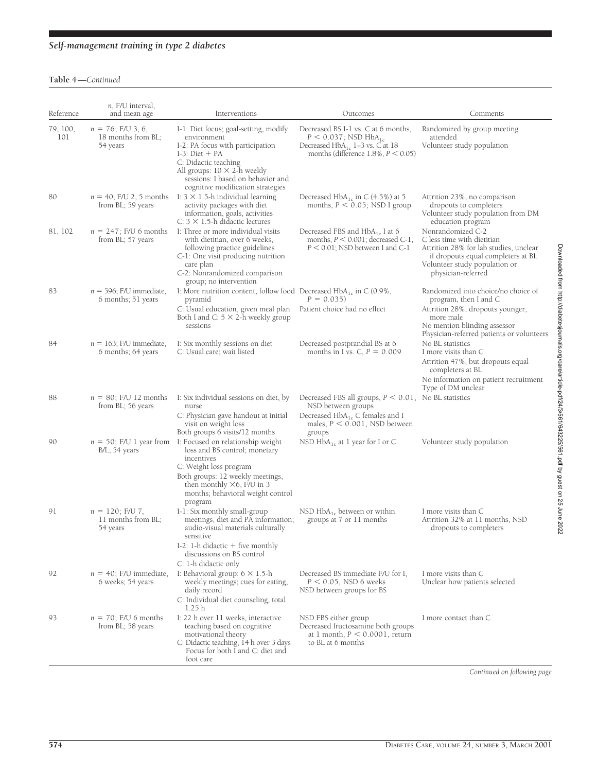**Table 4—***Continued*

| Reference | n, F/U interval, and mean age | Interventions | Outcomes | Comments |
|---|---|---|---|---|
| 79, 100, 101 | $n = 76$; F/U 3, 6, 18 months from BL; 54 years | I-1: Diet focus; goal-setting, modify environment<br>I-2: PA focus with participation<br>I-3: Diet + PA<br>C: Didactic teaching<br>All groups: 10 × 2-h weekly sessions: I based on behavior and cognitive modification strategies | Decreased BS I-1 vs. C at 6 months, $P < 0.037$; NSD $HbA_{1c}$<br>Decreased $HbA_{1c}$ 1–3 vs. C at 18 months (difference 1.8%, $P < 0.05$) | Randomized by group meeting attended<br>Volunteer study population |
| 80 | $n = 40$; F/U 2, 5 months from BL; 59 years | I: 3 × 1.5-h individual learning activity packages with diet information, goals, activities<br>C: 3 × 1.5-h didactic lectures | Decreased $HbA_{1c}$ in C (4.5%) at 5 months, $P < 0.05$; NSD I group | Attrition 23%, no comparison dropouts to completers<br>Volunteer study population from DM education program |
| 81, 102 | $n = 247$; F/U 6 months from BL; 57 years | I: Three or more individual visits with dietitian, over 6 weeks, following practice guidelines<br>C-1: One visit producing nutrition care plan<br>C-2: Nonrandomized comparison group; no intervention | Decreased FBS and $HbA_{1c}$ I at 6 months, $P < 0.001$; decreased C-1, $P < 0.01$; NSD between I and C-1 | Nonrandomized C-2<br>C less time with dietitian<br>Attrition 28% for lab studies, unclear if dropouts equal completers at BL<br>Volunteer study population or physician-referred |
| 83 | $n = 596$; F/U immediate, 6 months; 51 years | I: More nutrition content, follow food pyramid<br>C: Usual education, given meal plan<br>Both I and C: 5 × 2-h weekly group sessions | Decreased $HbA_{1c}$ in C (0.9%, $P = 0.035$)<br>Patient choice had no effect | Randomized into choice/no choice of program, then I and C<br>Attrition 28%, dropouts younger, more male<br>No mention blinding assessor<br>Physician-referred patients or volunteers |
| 84 | $n = 163$; F/U immediate, 6 months; 64 years | I: Six monthly sessions on diet<br>C: Usual care; wait listed | Decreased postprandial BS at 6 months in I vs. C, $P = 0.009$ | No BL statistics<br>I more visits than C<br>Attrition 47%, but dropouts equal completers at BL<br>No information on patient recruitment<br>Type of DM unclear |
| 88 | $n = 80$; F/U 12 months from BL; 56 years | I: Six individual sessions on diet, by nurse<br>C: Physician gave handout at initial visit on weight loss<br>Both groups 6 visits/12 months | Decreased FBS all groups, $P < 0.01$, NSD between groups<br>Decreased $HbA_{1c}$ C females and I males, $P < 0.001$, NSD between groups | No BL statistics |
| 90 | $n = 50$; F/U 1 year from B/L; 54 years | I: Focused on relationship weight loss and BS control; monetary incentives<br>C: Weight loss program<br>Both groups: 12 weekly meetings, then monthly ×6, F/U in 3 months; behavioral weight control program | NSD $HbA_{1c}$ at 1 year for I or C | Volunteer study population |
| 91 | $n = 120$; F/U 7, 11 months from BL; 54 years | I-1: Six monthly small-group meetings, diet and PA information; audio-visual materials culturally sensitive<br>I-2: 1-h didactic + five monthly discussions on BS control<br>C: 1-h didactic only | NSD $HbA_{1c}$ between or within groups at 7 or 11 months | I more visits than C<br>Attrition 32% at 11 months, NSD dropouts to completers |
| 92 | $n = 40$; F/U immediate, 6 weeks; 54 years | I: Behavioral group: 6 × 1.5-h weekly meetings; cues for eating, daily record<br>C: Individual diet counseling, total 1.25 h | Decreased BS immediate F/U for I, $P < 0.05$, NSD 6 weeks<br>NSD between groups for BS | I more visits than C<br>Unclear how patients selected |
| 93 | $n = 70$; F/U 6 months from BL; 58 years | I: 22 h over 11 weeks, interactive teaching based on cognitive motivational theory<br>C: Didactic teaching, 14 h over 3 days<br>Focus for both I and C: diet and foot care | NSD FBS either group<br>Decreased fructosamine both groups at 1 month, $P < 0.0001$, return to BL at 6 months | I more contact than C |

*Continued on following page*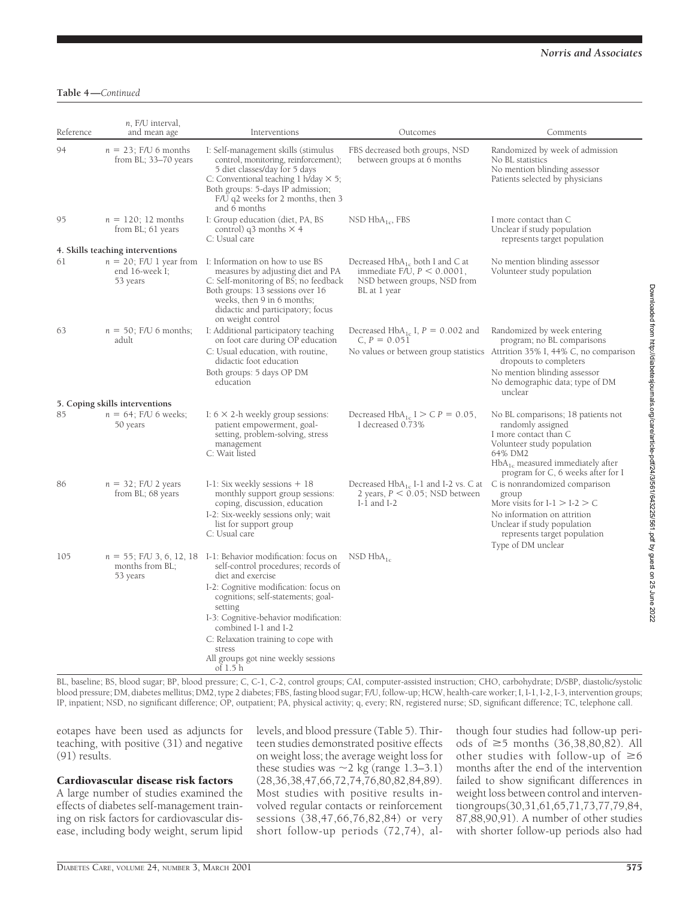**Table 4—***Continued*

| Reference | *n*, F/U interval, and mean age | Interventions | Outcomes | Comments |
|---|---|---|---|---|
| 94 | $n = 23$; F/U 6 months from BL; 33–70 years | I: Self-management skills (stimulus control, monitoring, reinforcement); 5 diet classes/day for 5 days<br>C: Conventional teaching 1 h/day $\times$ 5;<br>Both groups: 5-days IP admission; F/U q2 weeks for 2 months, then 3 and 6 months | FBS decreased both groups, NSD between groups at 6 months | Randomized by week of admission<br>No BL statistics<br>No mention blinding assessor<br>Patients selected by physicians |
| 95 | $n = 120$; 12 months from BL; 61 years | I: Group education (diet, PA, BS control) q3 months $\times$ 4<br>C: Usual care | NSD $HbA_{1c}$, FBS | I more contact than C<br>Unclear if study population represents target population |
| **4. Skills teaching interventions** | | | | |
| 61 | $n = 20$; F/U 1 year from end 16-week I; 53 years | I: Information on how to use BS measures by adjusting diet and PA<br>C: Self-monitoring of BS; no feedback<br>Both groups: 13 sessions over 16 weeks, then 9 in 6 months; didactic and participatory; focus on weight control | Decreased $HbA_{1c}$ both I and C at immediate F/U, $P < 0.0001$, NSD between groups, NSD from BL at 1 year | No mention blinding assessor<br>Volunteer study population |
| 63 | $n = 50$; F/U 6 months; adult | I: Additional participatory teaching on foot care during OP education<br>C: Usual education, with routine, didactic foot education<br>Both groups: 5 days OP DM education | Decreased $HbA_{1c}$ I, $P = 0.002$ and C, $P = 0.051$<br>No values or between group statistics | Randomized by week entering program; no BL comparisons<br>Attrition 35% I, 44% C, no comparison dropouts to completers<br>No mention blinding assessor<br>No demographic data; type of DM unclear |
| **5. Coping skills interventions** | | | | |
| 85 | $n = 64$; F/U 6 weeks; 50 years | I: 6 $\times$ 2-h weekly group sessions: patient empowerment, goal-setting, problem-solving, stress management<br>C: Wait listed | Decreased $HbA_{1c}$ I > C $P = 0.05$, I decreased 0.73% | No BL comparisons; 18 patients not randomly assigned<br>I more contact than C<br>Volunteer study population<br>64% DM2<br>$HbA_{1c}$ measured immediately after program for C, 6 weeks after for I |
| 86 | $n = 32$; F/U 2 years from BL; 68 years | I-1: Six weekly sessions + 18 monthly support group sessions: coping, discussion, education<br>I-2: Six-weekly sessions only; wait list for support group<br>C: Usual care | Decreased $HbA_{1c}$ I-1 and I-2 vs. C at 2 years, $P < 0.05$; NSD between I-1 and I-2 | C is nonrandomized comparison group<br>More visits for I-1 > I-2 > C<br>No information on attrition<br>Unclear if study population represents target population<br>Type of DM unclear |
| 105 | $n = 55$; F/U 3, 6, 12, 18 months from BL; 53 years | I-1: Behavior modification: focus on self-control procedures; records of diet and exercise<br>I-2: Cognitive modification: focus on cognitions; self-statements; goal-setting<br>I-3: Cognitive-behavior modification: combined I-1 and I-2<br>C: Relaxation training to cope with stress<br>All groups got nine weekly sessions of 1.5 h | NSD $HbA_{1c}$ | |

BL, baseline; BS, blood sugar; BP, blood pressure; C, C-1, C-2, control groups; CAI, computer-assisted instruction; CHO, carbohydrate; D/SBP, diastolic/systolic blood pressure; DM, diabetes mellitus; DM2, type 2 diabetes; FBS, fasting blood sugar; F/U, follow-up; HCW, health-care worker; I, I-1, I-2, I-3, intervention groups; IP, inpatient; NSD, no significant difference; OP, outpatient; PA, physical activity; q, every; RN, registered nurse; SD, significant difference; TC, telephone call.

eotapes have been used as adjuncts for teaching, with positive (31) and negative (91) results.

## Cardiovascular disease risk factors

A large number of studies examined the effects of diabetes self-management training on risk factors for cardiovascular disease, including body weight, serum lipid levels, and blood pressure (Table 5). Thirteen studies demonstrated positive effects on weight loss; the average weight loss for these studies was ~2 kg (range 1.3–3.1) (28,36,38,47,66,72,74,76,80,82,84,89). Most studies with positive results involved regular contacts or reinforcement sessions (38,47,66,76,82,84) or very short follow-up periods (72,74), although four studies had follow-up periods of ≥5 months (36,38,80,82). All other studies with follow-up of ≥6 months after the end of the intervention failed to show significant differences in weight loss between control and intervention groups (30,31,61,65,71,73,77,79,84, 87,88,90,91). A number of other studies with shorter follow-up periods also had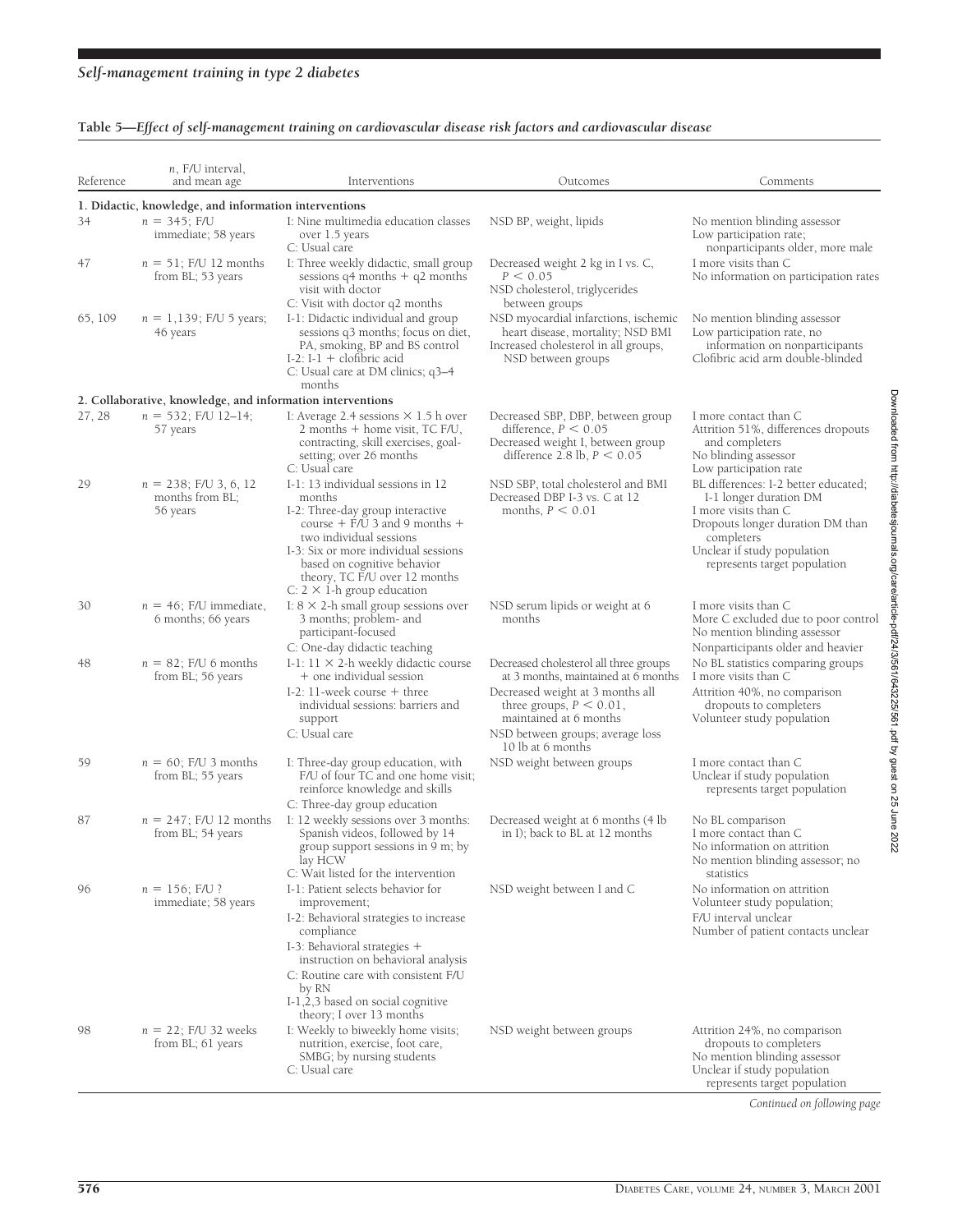**Table 5—*Effect of self-management training on cardiovascular disease risk factors and cardiovascular disease***

| Reference | *n*, F/U interval, and mean age | Interventions | Outcomes | Comments |
|---|---|---|---|---|
| **1. Didactic, knowledge, and information interventions** | | | | |
| 34 | $n$ = 345; F/U immediate; 58 years | I: Nine multimedia education classes over 1.5 years<br>C: Usual care | NSD BP, weight, lipids | No mention blinding assessor<br>Low participation rate; nonparticipants older, more male |
| 47 | $n$ = 51; F/U 12 months from BL; 53 years | I: Three weekly didactic, small group sessions q4 months + q2 months visit with doctor<br>C: Visit with doctor q2 months | Decreased weight 2 kg in I vs. C, $P < 0.05$<br>NSD cholesterol, triglycerides between groups | I more visits than C<br>No information on participation rates |
| 65, 109 | $n$ = 1,139; F/U 5 years; 46 years | I-1: Didactic individual and group sessions q3 months; focus on diet, PA, smoking, BP and BS control<br>I-2: I-1 + clofibric acid<br>C: Usual care at DM clinics; q3–4 months | NSD myocardial infarctions, ischemic heart disease, mortality; NSD BMI<br>Increased cholesterol in all groups, NSD between groups | No mention blinding assessor<br>Low participation rate, no information on nonparticipants<br>Clofibric acid arm double-blinded |
| **2. Collaborative, knowledge, and information interventions** | | | | |
| 27, 28 | $n$ = 532; F/U 12–14; 57 years | I: Average 2.4 sessions × 1.5 h over 2 months + home visit, TC F/U, contracting, skill exercises, goal-setting; over 26 months<br>C: Usual care | Decreased SBP, DBP, between group difference, $P < 0.05$<br>Decreased weight I, between group difference 2.8 lb, $P < 0.05$ | I more contact than C<br>Attrition 51%, differences dropouts and completers<br>No blinding assessor<br>Low participation rate |
| 29 | $n$ = 238; F/U 3, 6, 12 months from BL; 56 years | I-1: 13 individual sessions in 12 months<br>I-2: Three-day group interactive course + F/U 3 and 9 months + two individual sessions<br>I-3: Six or more individual sessions based on cognitive behavior theory, TC F/U over 12 months<br>C: 2 × 1-h group education | NSD SBP, total cholesterol and BMI<br>Decreased DBP I-3 vs. C at 12 months, $P < 0.01$ | BL differences: I-2 better educated; I-1 longer duration DM<br>I more visits than C<br>Dropouts longer duration DM than completers<br>Unclear if study population represents target population |
| 30 | $n$ = 46; F/U immediate, 6 months; 66 years | I: 8 × 2-h small group sessions over 3 months; problem- and participant-focused<br>C: One-day didactic teaching | NSD serum lipids or weight at 6 months | I more visits than C<br>More C excluded due to poor control<br>No mention blinding assessor<br>Nonparticipants older and heavier |
| 48 | $n$ = 82; F/U 6 months from BL; 56 years | I-1: 11 × 2-h weekly didactic course + one individual session<br>I-2: 11-week course + three individual sessions: barriers and support<br>C: Usual care | Decreased cholesterol all three groups at 3 months, maintained at 6 months<br>Decreased weight at 3 months all three groups, $P < 0.01$, maintained at 6 months<br>NSD between groups; average loss 10 lb at 6 months | No BL statistics comparing groups<br>I more visits than C<br>Attrition 40%, no comparison dropouts to completers<br>Volunteer study population |
| 59 | $n$ = 60; F/U 3 months from BL; 55 years | I: Three-day group education, with F/U of four TC and one home visit; reinforce knowledge and skills<br>C: Three-day group education | NSD weight between groups | I more contact than C<br>Unclear if study population represents target population |
| 87 | $n$ = 247; F/U 12 months from BL; 54 years | I: 12 weekly sessions over 3 months: Spanish videos, followed by 14 group support sessions in 9 m; by lay HCW<br>C: Wait listed for the intervention | Decreased weight at 6 months (4 lb in I); back to BL at 12 months | No BL comparison<br>I more contact than C<br>No information on attrition<br>No mention blinding assessor; no statistics |
| 96 | $n$ = 156; F/U ? immediate; 58 years | I-1: Patient selects behavior for improvement;<br>I-2: Behavioral strategies to increase compliance<br>I-3: Behavioral strategies + instruction on behavioral analysis<br>C: Routine care with consistent F/U by RN<br>I-1,2,3 based on social cognitive theory; I over 13 months | NSD weight between I and C | No information on attrition<br>Volunteer study population;<br>F/U interval unclear<br>Number of patient contacts unclear |
| 98 | $n$ = 22; F/U 32 weeks from BL; 61 years | I: Weekly to biweekly home visits; nutrition, exercise, foot care, SMBG; by nursing students<br>C: Usual care | NSD weight between groups | Attrition 24%, no comparison dropouts to completers<br>No mention blinding assessor<br>Unclear if study population represents target population |

*Continued on following page*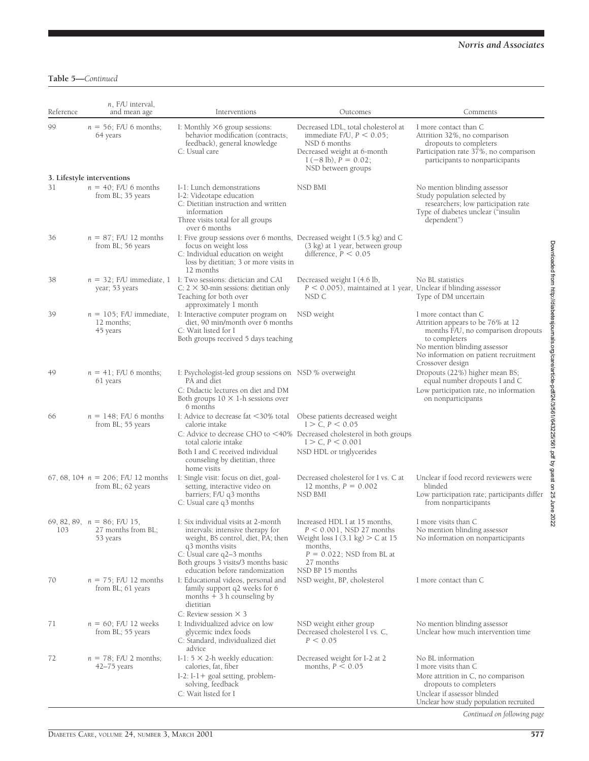**Table 5—***Continued*

| Reference | *n*, F/U interval, and mean age | Interventions | Outcomes | Comments |
|---|---|---|---|---|
| 99 | $n = 56$; F/U 6 months; 64 years | I: Monthly ×6 group sessions: behavior modification (contracts, feedback), general knowledge<br>C: Usual care | Decreased LDL, total cholesterol at immediate F/U, $P < 0.05$; NSD 6 months<br>Decreased weight at 6-month I (−8 lb), $P = 0.02$; NSD between groups | I more contact than C<br>Attrition 32%, no comparison dropouts to completers<br>Participation rate 37%, no comparison participants to nonparticipants |
| **3. Lifestyle interventions** | | | | |
| 31 | $n = 40$; F/U 6 months from BL; 35 years | I-1: Lunch demonstrations<br>I-2: Videotape education<br>C: Dietitian instruction and written information<br>Three visits total for all groups over 6 months | NSD BMI | No mention blinding assessor<br>Study population selected by researchers; low participation rate<br>Type of diabetes unclear ("insulin dependent") |
| 36 | $n = 87$; F/U 12 months from BL; 56 years | I: Five group sessions over 6 months, focus on weight loss<br>C: Individual education on weight loss by dietitian; 3 or more visits in 12 months | Decreased weight I (5.5 kg) and C (3 kg) at 1 year, between group difference, $P < 0.05$ | |
| 38 | $n = 32$; F/U immediate, 1 year; 53 years | I: Two sessions: dietician and CAI<br>C: 2 × 30-min sessions: dietitian only<br>Teaching for both over approximately 1 month | Decreased weight I (4.6 lb, $P < 0.005$), maintained at 1 year, NSD C | No BL statistics<br>Unclear if blinding assessor<br>Type of DM uncertain |
| 39 | $n = 105$; F/U immediate, 12 months; 45 years | I: Interactive computer program on diet, 90 min/month over 6 months<br>C: Wait listed for I<br>Both groups received 5 days teaching | NSD weight | I more contact than C<br>Attrition appears to be 76% at 12 months F/U, no comparison dropouts to completers<br>No mention blinding assessor<br>No information on patient recruitment<br>Crossover design |
| 49 | $n = 41$; F/U 6 months; 61 years | I: Psychologist-led group sessions on PA and diet<br>C: Didactic lectures on diet and DM<br>Both groups 10 × 1-h sessions over 6 months | NSD % overweight | Dropouts (22%) higher mean BS; equal number dropouts I and C<br>Low participation rate, no information on nonparticipants |
| 66 | $n = 148$; F/U 6 months from BL; 55 years | I: Advice to decrease fat <30% total calorie intake<br>C: Advice to decrease CHO to <40% total calorie intake<br>Both I and C received individual counseling by dietitian, three home visits | Obese patients decreased weight I > C, $P < 0.05$<br>Decreased cholesterol in both groups I > C, $P < 0.001$<br>NSD HDL or triglycerides | |
| 67, 68, 104 | $n = 206$; F/U 12 months from BL; 62 years | I: Single visit: focus on diet, goal-setting, interactive video on barriers; F/U q3 months<br>C: Usual care q3 months | Decreased cholesterol for I vs. C at 12 months, $P = 0.002$<br>NSD BMI | Unclear if food record reviewers were blinded<br>Low participation rate; participants differ from nonparticipants |
| 69, 82, 89, 103 | $n = 86$; F/U 15, 27 months from BL; 53 years | I: Six individual visits at 2-month intervals: intensive therapy for weight, BS control, diet, PA; then q3 months visits<br>C: Usual care q2–3 months<br>Both groups 3 visits/3 months basic education before randomization | Increased HDL I at 15 months, $P < 0.001$, NSD 27 months<br>Weight loss I (3.1 kg) > C at 15 months, $P = 0.022$; NSD from BL at 27 months<br>NSD BP 15 months | I more visits than C<br>No mention blinding assessor<br>No information on nonparticipants |
| 70 | $n = 75$; F/U 12 months from BL; 61 years | I: Educational videos, personal and family support q2 weeks for 6 months + 3 h counseling by dietitian<br>C: Review session × 3 | NSD weight, BP, cholesterol | I more contact than C |
| 71 | $n = 60$; F/U 12 weeks from BL; 55 years | I: Individualized advice on low glycemic index foods<br>C: Standard, individualized diet advice | NSD weight either group<br>Decreased cholesterol I vs. C, $P < 0.05$ | No mention blinding assessor<br>Unclear how much intervention time |
| 72 | $n = 78$; F/U 2 months; 42–75 years | I-1: 5 × 2-h weekly education: calories, fat, fiber<br>I-2: I-1+ goal setting, problem-solving, feedback<br>C: Wait listed for I | Decreased weight for I-2 at 2 months, $P < 0.05$ | No BL information<br>I more visits than C<br>More attrition in C, no comparison dropouts to completers<br>Unclear if assessor blinded<br>Unclear how study population recruited |

*Continued on following page*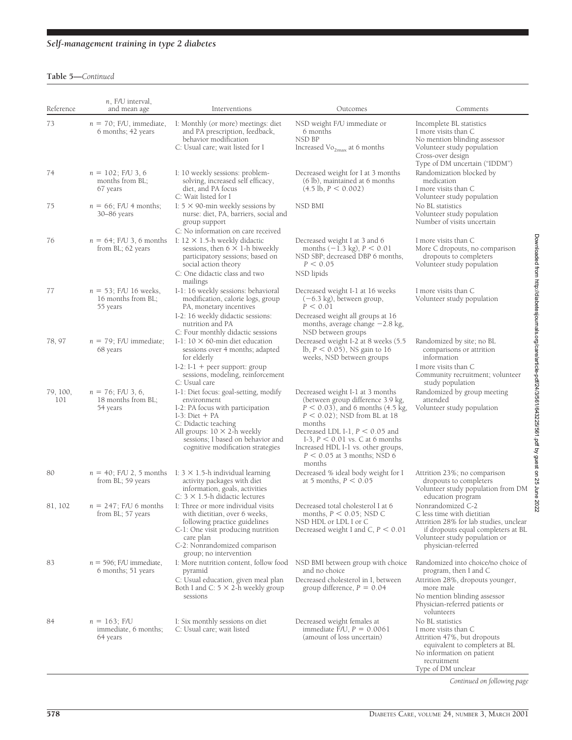**Table 5—***Continued*

| Reference | *n*, F/U interval, and mean age | Interventions | Outcomes | Comments |
|---|---|---|---|---|
| 73 | $n = 70$; F/U, immediate, 6 months; 42 years | I: Monthly (or more) meetings: diet and PA prescription, feedback, behavior modification<br>C: Usual care; wait listed for I | NSD weight F/U immediate or 6 months<br>NSD BP<br>Increased $Vo_{2max}$ at 6 months | Incomplete BL statistics<br>I more visits than C<br>No mention blinding assessor<br>Volunteer study population<br>Cross-over design<br>Type of DM uncertain ("IDDM") |
| 74 | $n = 102$; F/U 3, 6 months from BL; 67 years | I: 10 weekly sessions: problem-solving, increased self efficacy, diet, and PA focus<br>C: Wait listed for I | Decreased weight for I at 3 months (6 lb), maintained at 6 months (4.5 lb, $P < 0.002$) | Randomization blocked by medication<br>I more visits than C<br>Volunteer study population |
| 75 | $n = 66$; F/U 4 months; 30–86 years | I: 5 × 90-min weekly sessions by nurse: diet, PA, barriers, social and group support<br>C: No information on care received | NSD BMI | No BL statistics<br>Volunteer study population<br>Number of visits uncertain |
| 76 | $n = 64$; F/U 3, 6 months from BL; 62 years | I: 12 × 1.5-h weekly didactic sessions, then 6 × 1-h biweekly participatory sessions; based on social action theory<br>C: One didactic class and two mailings | Decreased weight I at 3 and 6 months (−1.3 kg), $P < 0.01$<br>NSD SBP; decreased DBP 6 months, $P < 0.05$<br>NSD lipids | I more visits than C<br>More C dropouts, no comparison dropouts to completers<br>Volunteer study population |
| 77 | $n = 53$; F/U 16 weeks, 16 months from BL; 55 years | I-1: 16 weekly sessions: behavioral modification, calorie logs, group PA, monetary incentives<br>I-2: 16 weekly didactic sessions: nutrition and PA<br>C: Four monthly didactic sessions | Decreased weight I-1 at 16 weeks (−6.3 kg), between group, $P < 0.01$<br>Decreased weight all groups at 16 months, average change −2.8 kg, NSD between groups | I more visits than C<br>Volunteer study population |
| 78, 97 | $n = 79$; F/U immediate; 68 years | I-1: 10 × 60-min diet education sessions over 4 months; adapted for elderly<br>I-2: I-1 + peer support: group sessions, modeling, reinforcement<br>C: Usual care | Decreased weight I-2 at 8 weeks (5.5 lb, $P < 0.05$), NS gain to 16 weeks, NSD between groups | Randomized by site; no BL comparisons or attrition information<br>I more visits than C<br>Community recruitment; volunteer study population |
| 79, 100, 101 | $n = 76$; F/U 3, 6, 18 months from BL; 54 years | I-1: Diet focus: goal-setting, modify environment<br>I-2: PA focus with participation<br>I-3: Diet + PA<br>C: Didactic teaching<br>All groups: 10 × 2-h weekly sessions; I based on behavior and cognitive modification strategies | Decreased weight I-1 at 3 months (between group difference 3.9 kg, $P < 0.03$), and 6 months (4.5 kg, $P < 0.02$); NSD from BL at 18 months<br>Decreased LDL I-1, $P < 0.05$ and I-3, $P < 0.01$ vs. C at 6 months<br>Increased HDL I-1 vs. other groups, $P < 0.05$ at 3 months; NSD 6 months | Randomized by group meeting attended<br>Volunteer study population |
| 80 | $n = 40$; F/U 2, 5 months from BL; 59 years | I: 3 × 1.5-h individual learning activity packages with diet information, goals, activities<br>C: 3 × 1.5-h didactic lectures | Decreased % ideal body weight for I at 5 months, $P < 0.05$ | Attrition 23%; no comparison dropouts to completers<br>Volunteer study population from DM education program |
| 81, 102 | $n = 247$; F/U 6 months from BL; 57 years | I: Three or more individual visits with dietitian, over 6 weeks, following practice guidelines<br>C-1: One visit producing nutrition care plan<br>C-2: Nonrandomized comparison group; no intervention | Decreased total cholesterol I at 6 months, $P < 0.05$; NSD C<br>NSD HDL or LDL I or C<br>Decreased weight I and C, $P < 0.01$ | Nonrandomized C-2<br>C less time with dietitian<br>Attrition 28% for lab studies, unclear if dropouts equal completers at BL<br>Volunteer study population or physician-referred |
| 83 | $n = 596$; F/U immediate, 6 months; 51 years | I: More nutrition content, follow food pyramid<br>C: Usual education, given meal plan<br>Both I and C: 5 × 2-h weekly group sessions | NSD BMI between group with choice and no choice<br>Decreased cholesterol in I, between group difference, $P = 0.04$ | Randomized into choice/no choice of program, then I and C<br>Attrition 28%, dropouts younger, more male<br>No mention blinding assessor<br>Physician-referred patients or volunteers |
| 84 | $n = 163$; F/U immediate, 6 months; 64 years | I: Six monthly sessions on diet<br>C: Usual care; wait listed | Decreased weight females at immediate F/U, $P = 0.0061$ (amount of loss uncertain) | No BL statistics<br>I more visits than C<br>Attrition 47%, but dropouts equivalent to completers at BL<br>No information on patient recruitment<br>Type of DM unclear |

*Continued on following page*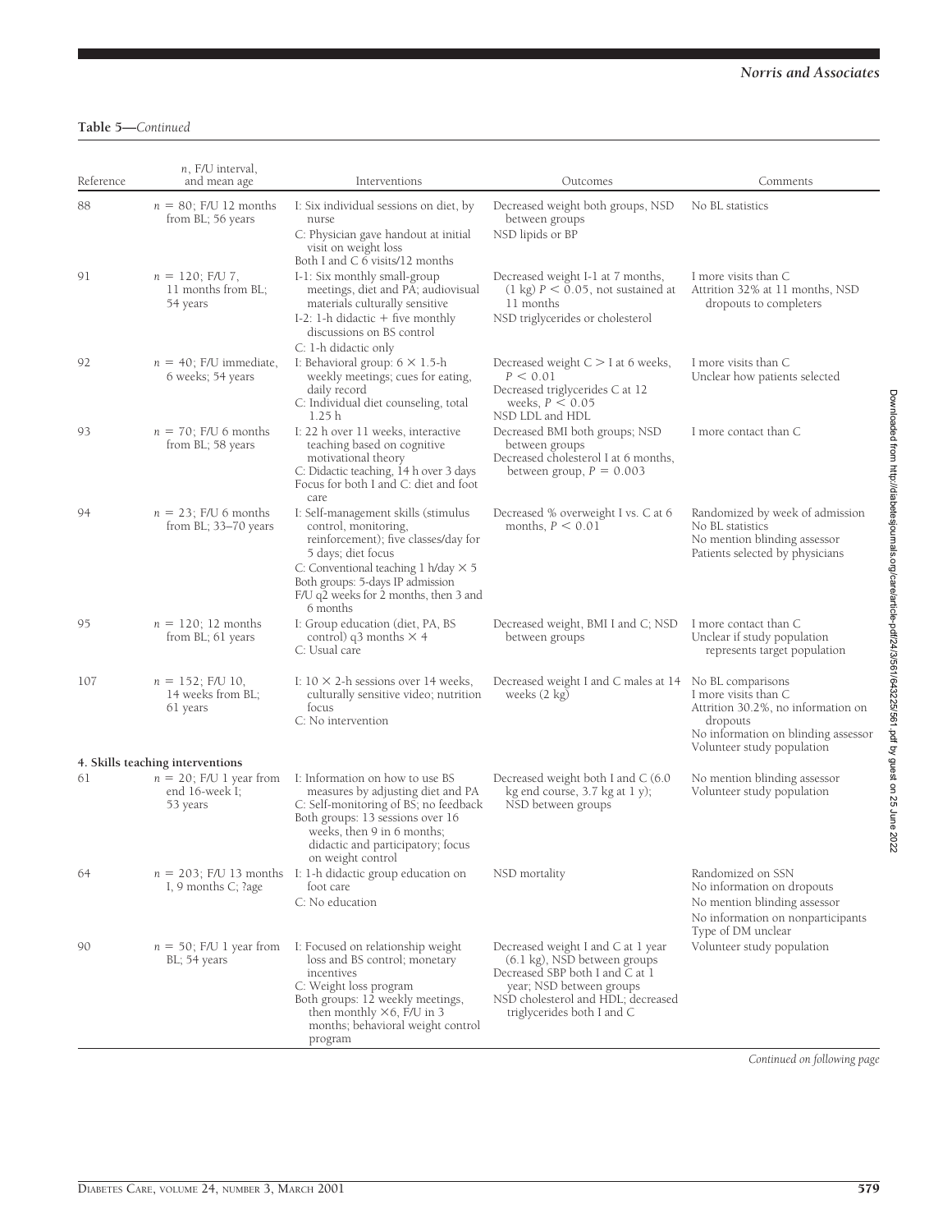**Table 5—***Continued*

| Reference | $n$, F/U interval, and mean age | Interventions | Outcomes | Comments |
|---|---|---|---|---|
| 88 | $n = 80$; F/U 12 months from BL; 56 years | I: Six individual sessions on diet, by nurse<br>C: Physician gave handout at initial visit on weight loss<br>Both I and C 6 visits/12 months | Decreased weight both groups, NSD between groups<br>NSD lipids or BP | No BL statistics |
| 91 | $n = 120$; F/U 7, 11 months from BL; 54 years | I-1: Six monthly small-group meetings, diet and PA; audiovisual materials culturally sensitive<br>I-2: 1-h didactic + five monthly discussions on BS control<br>C: 1-h didactic only | Decreased weight I-1 at 7 months, (1 kg) $P < 0.05$, not sustained at 11 months<br>NSD triglycerides or cholesterol | I more visits than C<br>Attrition 32% at 11 months, NSD dropouts to completers |
| 92 | $n = 40$; F/U immediate, 6 weeks; 54 years | I: Behavioral group: $6 \times 1.5$-h weekly meetings; cues for eating, daily record<br>C: Individual diet counseling, total 1.25 h | Decreased weight C > I at 6 weeks, $P < 0.01$<br>Decreased triglycerides C at 12 weeks, $P < 0.05$<br>NSD LDL and HDL | I more visits than C<br>Unclear how patients selected |
| 93 | $n = 70$; F/U 6 months from BL; 58 years | I: 22 h over 11 weeks, interactive teaching based on cognitive motivational theory<br>C: Didactic teaching, 14 h over 3 days<br>Focus for both I and C: diet and foot care | Decreased BMI both groups; NSD between groups<br>Decreased cholesterol I at 6 months, between group, $P = 0.003$ | I more contact than C |
| 94 | $n = 23$; F/U 6 months from BL; 33–70 years | I: Self-management skills (stimulus control, monitoring, reinforcement); five classes/day for 5 days; diet focus<br>C: Conventional teaching 1 h/day $\times$ 5<br>Both groups: 5-days IP admission<br>F/U q2 weeks for 2 months, then 3 and 6 months | Decreased % overweight I vs. C at 6 months, $P < 0.01$ | Randomized by week of admission<br>No BL statistics<br>No mention blinding assessor<br>Patients selected by physicians |
| 95 | $n = 120$; 12 months from BL; 61 years | I: Group education (diet, PA, BS control) q3 months $\times$ 4<br>C: Usual care | Decreased weight, BMI I and C; NSD between groups | I more contact than C<br>Unclear if study population represents target population |
| 107 | $n = 152$; F/U 10, 14 weeks from BL; 61 years | I: $10 \times 2$-h sessions over 14 weeks, culturally sensitive video; nutrition focus<br>C: No intervention | Decreased weight I and C males at 14 weeks (2 kg) | No BL comparisons<br>I more visits than C<br>Attrition 30.2%, no information on dropouts<br>No information on blinding assessor<br>Volunteer study population |
| **4. Skills teaching interventions** | | | | |
| 61 | $n = 20$; F/U 1 year from end 16-week I; 53 years | I: Information on how to use BS measures by adjusting diet and PA<br>C: Self-monitoring of BS; no feedback<br>Both groups: 13 sessions over 16 weeks, then 9 in 6 months; didactic and participatory; focus on weight control | Decreased weight both I and C (6.0 kg end course, 3.7 kg at 1 y); NSD between groups | No mention blinding assessor<br>Volunteer study population |
| 64 | $n = 203$; F/U 13 months I, 9 months C; ?age | I: 1-h didactic group education on foot care<br>C: No education | NSD mortality | Randomized on SSN<br>No information on dropouts<br>No mention blinding assessor<br>No information on nonparticipants<br>Type of DM unclear |
| 90 | $n = 50$; F/U 1 year from BL; 54 years | I: Focused on relationship weight loss and BS control; monetary incentives<br>C: Weight loss program<br>Both groups: 12 weekly meetings, then monthly $\times$6, F/U in 3 months; behavioral weight control program | Decreased weight I and C at 1 year (6.1 kg), NSD between groups<br>Decreased SBP both I and C at 1 year; NSD between groups<br>NSD cholesterol and HDL; decreased triglycerides both I and C | Volunteer study population |

*Continued on following page*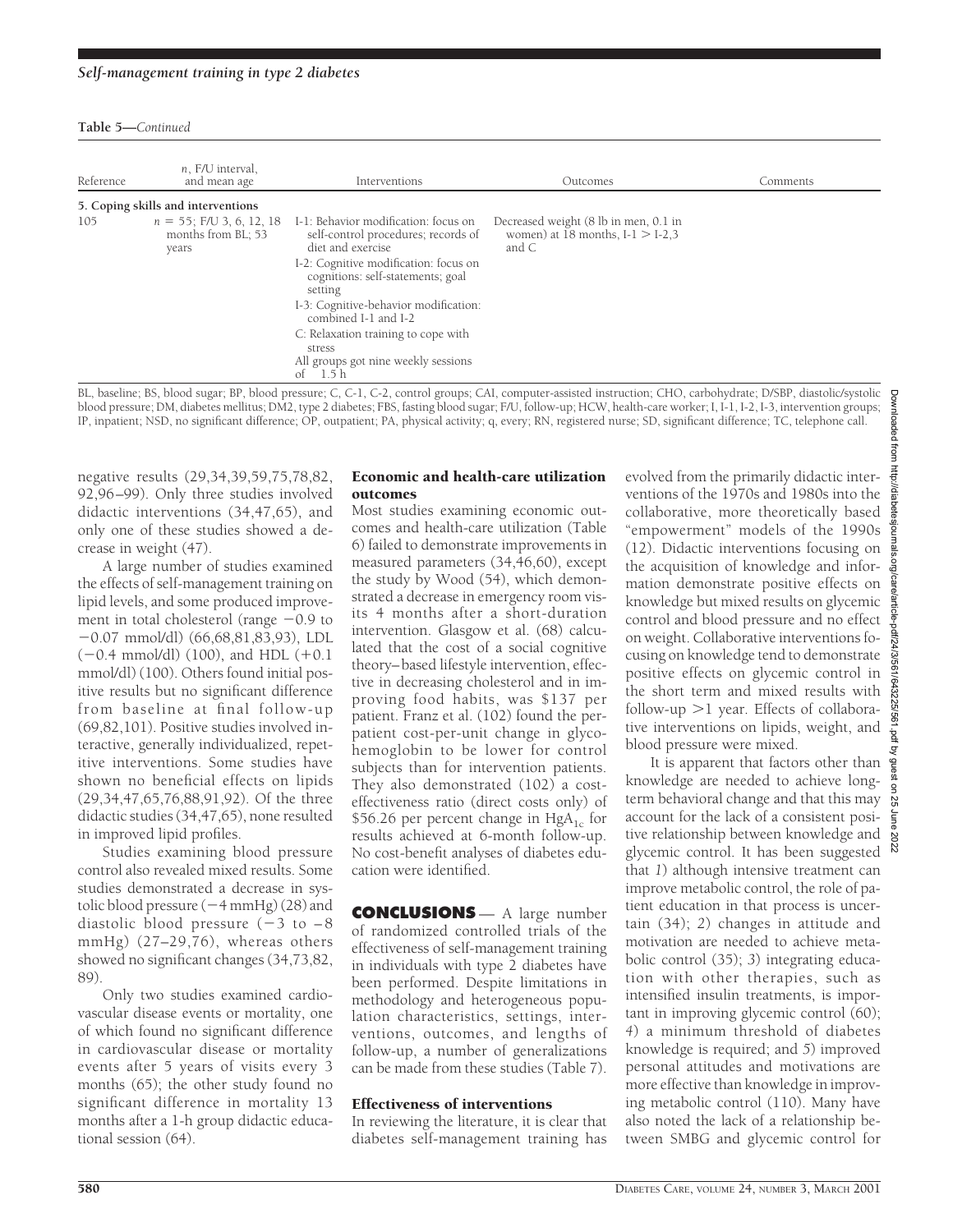**Table 5—***Continued*

| Reference | *n*, F/U interval, and mean age | Interventions | Outcomes | Comments |
|---|---|---|---|---|
| **5. Coping skills and interventions** | | | | |
| 105 | $n$ = 55; F/U 3, 6, 12, 18 months from BL; 53 years | I-1: Behavior modification: focus on self-control procedures; records of diet and exercise<br>I-2: Cognitive modification: focus on cognitions: self-statements; goal setting<br>I-3: Cognitive-behavior modification: combined I-1 and I-2<br>C: Relaxation training to cope with stress<br>All groups got nine weekly sessions of 1.5 h | Decreased weight (8 lb in men, 0.1 in women) at 18 months, I-1 > I-2,3 and C | |

BL, baseline; BS, blood sugar; BP, blood pressure; C, C-1, C-2, control groups; CAI, computer-assisted instruction; CHO, carbohydrate; D/SBP, diastolic/systolic blood pressure; DM, diabetes mellitus; DM2, type 2 diabetes; FBS, fasting blood sugar; F/U, follow-up; HCW, health-care worker; I, I-1, I-2, I-3, intervention groups; IP, inpatient; NSD, no significant difference; OP, outpatient; PA, physical activity; q, every; RN, registered nurse; SD, significant difference; TC, telephone call.

negative results (29,34,39,59,75,78,82, 92,96–99). Only three studies involved didactic interventions (34,47,65), and only one of these studies showed a decrease in weight (47).

A large number of studies examined the effects of self-management training on lipid levels, and some produced improvement in total cholesterol (range −0.9 to −0.07 mmol/dl) (66,68,81,83,93), LDL (−0.4 mmol/dl) (100), and HDL (+0.1 mmol/dl) (100). Others found initial positive results but no significant difference from baseline at final follow-up (69,82,101). Positive studies involved interactive, generally individualized, repetitive interventions. Some studies have shown no beneficial effects on lipids (29,34,47,65,76,88,91,92). Of the three didactic studies (34,47,65), none resulted in improved lipid profiles.

Studies examining blood pressure control also revealed mixed results. Some studies demonstrated a decrease in systolic blood pressure (−4 mmHg) (28) and diastolic blood pressure (−3 to −8 mmHg) (27–29,76), whereas others showed no significant changes (34,73,82, 89).

Only two studies examined cardiovascular disease events or mortality, one of which found no significant difference in cardiovascular disease or mortality events after 5 years of visits every 3 months (65); the other study found no significant difference in mortality 13 months after a 1-h group didactic educational session (64).

### Economic and health-care utilization outcomes

Most studies examining economic outcomes and health-care utilization (Table 6) failed to demonstrate improvements in measured parameters (34,46,60), except the study by Wood (54), which demonstrated a decrease in emergency room visits 4 months after a short-duration intervention. Glasgow et al. (68) calculated that the cost of a social cognitive theory–based lifestyle intervention, effective in decreasing cholesterol and in improving food habits, was $137 per patient. Franz et al. (102) found the per-patient cost-per-unit change in glycohemoglobin to be lower for control subjects than for intervention patients. They also demonstrated (102) a cost-effectiveness ratio (direct costs only) of $56.26 per percent change in $HgA_{1c}$ for results achieved at 6-month follow-up. No cost-benefit analyses of diabetes education were identified.

## CONCLUSIONS

A large number of randomized controlled trials of the effectiveness of self-management training in individuals with type 2 diabetes have been performed. Despite limitations in methodology and heterogeneous population characteristics, settings, interventions, outcomes, and lengths of follow-up, a number of generalizations can be made from these studies (Table 7).

### Effectiveness of interventions

In reviewing the literature, it is clear that diabetes self-management training has evolved from the primarily didactic interventions of the 1970s and 1980s into the collaborative, more theoretically based "empowerment" models of the 1990s (12). Didactic interventions focusing on the acquisition of knowledge and information demonstrate positive effects on knowledge but mixed results on glycemic control and blood pressure and no effect on weight. Collaborative interventions focusing on knowledge tend to demonstrate positive effects on glycemic control in the short term and mixed results with follow-up >1 year. Effects of collaborative interventions on lipids, weight, and blood pressure were mixed.

It is apparent that factors other than knowledge are needed to achieve long-term behavioral change and that this may account for the lack of a consistent positive relationship between knowledge and glycemic control. It has been suggested that *1*) although intensive treatment can improve metabolic control, the role of patient education in that process is uncertain (34); *2*) changes in attitude and motivation are needed to achieve metabolic control (35); *3*) integrating education with other therapies, such as intensified insulin treatments, is important in improving glycemic control (60); *4*) a minimum threshold of diabetes knowledge is required; and *5*) improved personal attitudes and motivations are more effective than knowledge in improving metabolic control (110). Many have also noted the lack of a relationship between SMBG and glycemic control for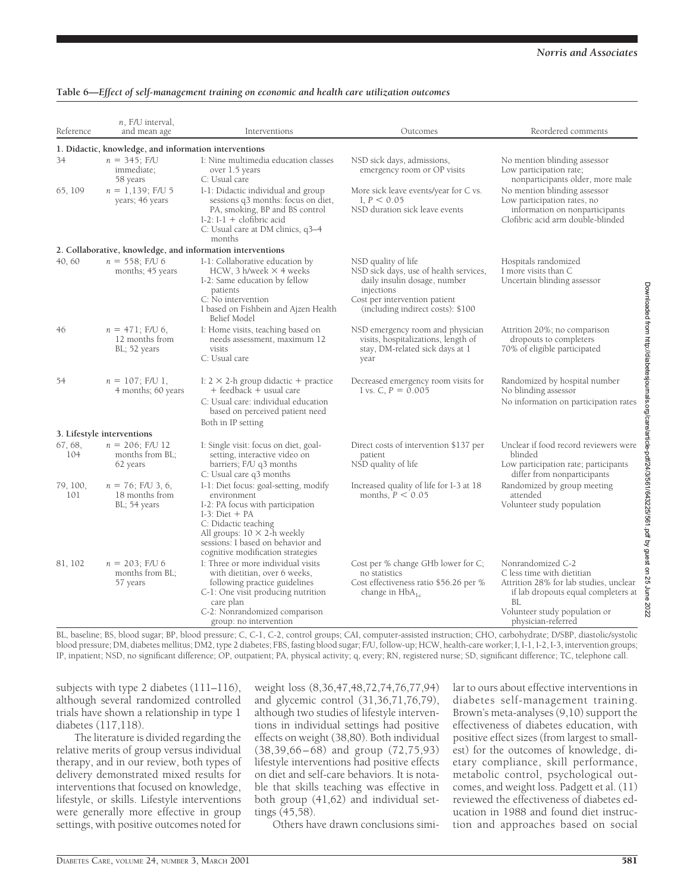**Table 6—*Effect of self-management training on economic and health care utilization outcomes***

| Reference | *n*, F/U interval, and mean age | Interventions | Outcomes | Reordered comments |
|---|---|---|---|---|
| **1. Didactic, knowledge, and information interventions** | | | | |
| 34 | *n* = 345; F/U immediate; 58 years | I: Nine multimedia education classes over 1.5 years<br>C: Usual care | NSD sick days, admissions, emergency room or OP visits | No mention blinding assessor<br>Low participation rate; nonparticipants older, more male |
| 65, 109 | *n* = 1,139; F/U 5 years; 46 years | I-1: Didactic individual and group sessions q3 months: focus on diet, PA, smoking, BP and BS control<br>I-2: I-1 + clofibric acid<br>C: Usual care at DM clinics, q3–4 months | More sick leave events/year for C vs. I, $P < 0.05$<br>NSD duration sick leave events | No mention blinding assessor<br>Low participation rates, no information on nonparticipants<br>Clofibric acid arm double-blinded |
| **2. Collaborative, knowledge, and information interventions** | | | | |
| 40, 60 | *n* = 558; F/U 6 months; 45 years | I-1: Collaborative education by HCW, 3 h/week × 4 weeks<br>I-2: Same education by fellow patients<br>C: No intervention<br>I based on Fishbein and Ajzen Health Belief Model | NSD quality of life<br>NSD sick days, use of health services, daily insulin dosage, number injections<br>Cost per intervention patient (including indirect costs): $100 | Hospitals randomized<br>I more visits than C<br>Uncertain blinding assessor |
| 46 | *n* = 471; F/U 6, 12 months from BL; 52 years | I: Home visits, teaching based on needs assessment, maximum 12 visits<br>C: Usual care | NSD emergency room and physician visits, hospitalizations, length of stay, DM-related sick days at 1 year | Attrition 20%; no comparison dropouts to completers<br>70% of eligible participated |
| 54 | *n* = 107; F/U 1, 4 months; 60 years | I: 2 × 2-h group didactic + practice + feedback + usual care<br>C: Usual care: individual education based on perceived patient need<br>Both in IP setting | Decreased emergency room visits for I vs. C, $P = 0.005$ | Randomized by hospital number<br>No blinding assessor<br>No information on participation rates |
| **3. Lifestyle interventions** | | | | |
| 67, 68, 104 | *n* = 206; F/U 12 months from BL; 62 years | I: Single visit: focus on diet, goal-setting, interactive video on barriers; F/U q3 months<br>C: Usual care q3 months | Direct costs of intervention $137 per patient<br>NSD quality of life | Unclear if food record reviewers were blinded<br>Low participation rate; participants differ from nonparticipants |
| 79, 100, 101 | *n* = 76; F/U 3, 6, 18 months from BL; 54 years | I-1: Diet focus: goal-setting, modify environment<br>I-2: PA focus with participation<br>I-3: Diet + PA<br>C: Didactic teaching<br>All groups: 10 × 2-h weekly sessions: I based on behavior and cognitive modification strategies | Increased quality of life for I-3 at 18 months, $P < 0.05$ | Randomized by group meeting attended<br>Volunteer study population |
| 81, 102 | *n* = 203; F/U 6 months from BL; 57 years | I: Three or more individual visits with dietitian, over 6 weeks, following practice guidelines<br>C-1: One visit producing nutrition care plan<br>C-2: Nonrandomized comparison group: no intervention | Cost per % change GHb lower for C; no statistics<br>Cost effectiveness ratio $56.26 per % change in $HbA_{1c}$ | Nonrandomized C-2<br>C less time with dietitian<br>Attrition 28% for lab studies, unclear if lab dropouts equal completers at BL<br>Volunteer study population or physician-referred |

BL, baseline; BS, blood sugar; BP, blood pressure; C, C-1, C-2, control groups; CAI, computer-assisted instruction; CHO, carbohydrate; D/SBP, diastolic/systolic blood pressure; DM, diabetes mellitus; DM2, type 2 diabetes; FBS, fasting blood sugar; F/U, follow-up; HCW, health-care worker; I, I-1, I-2, I-3, intervention groups; IP, inpatient; NSD, no significant difference; OP, outpatient; PA, physical activity; q, every; RN, registered nurse; SD, significant difference; TC, telephone call.

subjects with type 2 diabetes (111–116), although several randomized controlled trials have shown a relationship in type 1 diabetes (117,118).

The literature is divided regarding the relative merits of group versus individual therapy, and in our review, both types of delivery demonstrated mixed results for interventions that focused on knowledge, lifestyle, or skills. Lifestyle interventions were generally more effective in group settings, with positive outcomes noted for weight loss (8,36,47,48,72,74,76,77,94) and glycemic control (31,36,71,76,79), although two studies of lifestyle interventions in individual settings had positive effects on weight (38,80). Both individual (38,39,66–68) and group (72,75,93) lifestyle interventions had positive effects on diet and self-care behaviors. It is notable that skills teaching was effective in both group (41,62) and individual settings (45,58).

Others have drawn conclusions similar to ours about effective interventions in diabetes self-management training. Brown's meta-analyses (9,10) support the effectiveness of diabetes education, with positive effect sizes (from largest to smallest) for the outcomes of knowledge, dietary compliance, skill performance, metabolic control, psychological outcomes, and weight loss. Padgett et al. (11) reviewed the effectiveness of diabetes education in 1988 and found diet instruction and approaches based on social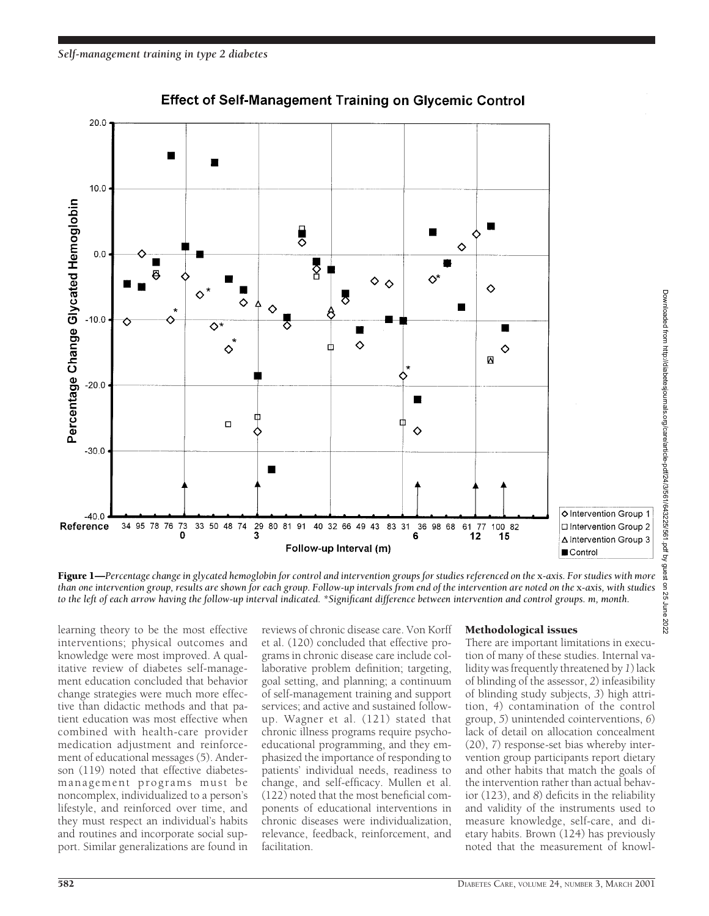**Figure 1**—*Percentage change in glycated hemoglobin for control and intervention groups for studies referenced on the x-axis. For studies with more than one intervention group, results are shown for each group. Follow-up intervals from end of the intervention are noted on the x-axis, with studies to the left of each arrow having the follow-up interval indicated. \*Significant difference between intervention and control groups. m, month.*

learning theory to be the most effective interventions; physical outcomes and knowledge were most improved. A qualitative review of diabetes self-management education concluded that behavior change strategies were much more effective than didactic methods and that patient education was most effective when combined with health-care provider medication adjustment and reinforcement of educational messages (5). Anderson (119) noted that effective diabetes-management programs must be noncomplex, individualized to a person's lifestyle, and reinforced over time, and they must respect an individual's habits and routines and incorporate social support. Similar generalizations are found in reviews of chronic disease care. Von Korff et al. (120) concluded that effective programs in chronic disease care include collaborative problem definition; targeting, goal setting, and planning; a continuum of self-management training and support services; and active and sustained follow-up. Wagner et al. (121) stated that chronic illness programs require psychoeducational programming, and they emphasized the importance of responding to patients' individual needs, readiness to change, and self-efficacy. Mullen et al. (122) noted that the most beneficial components of educational interventions in chronic diseases were individualization, relevance, feedback, reinforcement, and facilitation.

## Methodological issues

There are important limitations in execution of many of these studies. Internal validity was frequently threatened by *1*) lack of blinding of the assessor, *2*) infeasibility of blinding study subjects, *3*) high attrition, *4*) contamination of the control group, *5*) unintended cointerventions, *6*) lack of detail on allocation concealment (20), *7*) response-set bias whereby intervention group participants report dietary and other habits that match the goals of the intervention rather than actual behavior (123), and *8*) deficits in the reliability and validity of the instruments used to measure knowledge, self-care, and dietary habits. Brown (124) has previously noted that the measurement of knowl-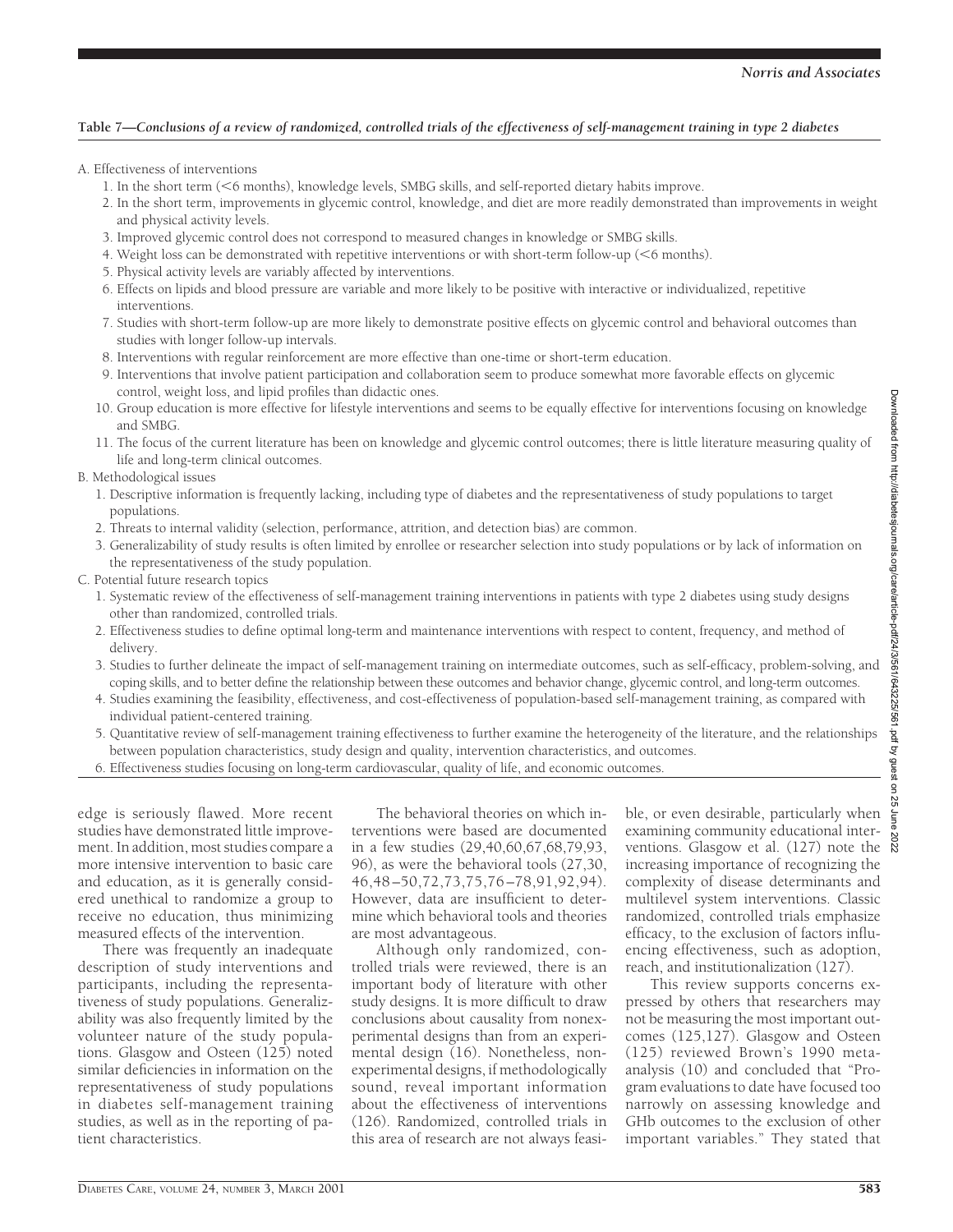**Table 7—Conclusions of a review of randomized, controlled trials of the effectiveness of self-management training in type 2 diabetes**

A. Effectiveness of interventions
1. In the short term (<6 months), knowledge levels, SMBG skills, and self-reported dietary habits improve.
2. In the short term, improvements in glycemic control, knowledge, and diet are more readily demonstrated than improvements in weight and physical activity levels.
3. Improved glycemic control does not correspond to measured changes in knowledge or SMBG skills.
4. Weight loss can be demonstrated with repetitive interventions or with short-term follow-up (<6 months).
5. Physical activity levels are variably affected by interventions.
6. Effects on lipids and blood pressure are variable and more likely to be positive with interactive or individualized, repetitive interventions.
7. Studies with short-term follow-up are more likely to demonstrate positive effects on glycemic control and behavioral outcomes than studies with longer follow-up intervals.
8. Interventions with regular reinforcement are more effective than one-time or short-term education.
9. Interventions that involve patient participation and collaboration seem to produce somewhat more favorable effects on glycemic control, weight loss, and lipid profiles than didactic ones.
10. Group education is more effective for lifestyle interventions and seems to be equally effective for interventions focusing on knowledge and SMBG.
11. The focus of the current literature has been on knowledge and glycemic control outcomes; there is little literature measuring quality of life and long-term clinical outcomes.

B. Methodological issues
1. Descriptive information is frequently lacking, including type of diabetes and the representativeness of study populations to target populations.
2. Threats to internal validity (selection, performance, attrition, and detection bias) are common.
3. Generalizability of study results is often limited by enrollee or researcher selection into study populations or by lack of information on the representativeness of the study population.

C. Potential future research topics
1. Systematic review of the effectiveness of self-management training interventions in patients with type 2 diabetes using study designs other than randomized, controlled trials.
2. Effectiveness studies to define optimal long-term and maintenance interventions with respect to content, frequency, and method of delivery.
3. Studies to further delineate the impact of self-management training on intermediate outcomes, such as self-efficacy, problem-solving, and coping skills, and to better define the relationship between these outcomes and behavior change, glycemic control, and long-term outcomes.
4. Studies examining the feasibility, effectiveness, and cost-effectiveness of population-based self-management training, as compared with individual patient-centered training.
5. Quantitative review of self-management training effectiveness to further examine the heterogeneity of the literature, and the relationships between population characteristics, study design and quality, intervention characteristics, and outcomes.
6. Effectiveness studies focusing on long-term cardiovascular, quality of life, and economic outcomes.

edge is seriously flawed. More recent studies have demonstrated little improvement. In addition, most studies compare a more intensive intervention to basic care and education, as it is generally considered unethical to randomize a group to receive no education, thus minimizing measured effects of the intervention.

There was frequently an inadequate description of study interventions and participants, including the representativeness of study populations. Generalizability was also frequently limited by the volunteer nature of the study populations. Glasgow and Osteen (125) noted similar deficiencies in information on the representativeness of study populations in diabetes self-management training studies, as well as in the reporting of patient characteristics.

The behavioral theories on which interventions were based are documented in a few studies (29,40,60,67,68,79,93, 96), as were the behavioral tools (27,30, 46,48–50,72,73,75,76–78,91,92,94). However, data are insufficient to determine which behavioral tools and theories are most advantageous.

Although only randomized, controlled trials were reviewed, there is an important body of literature with other study designs. It is more difficult to draw conclusions about causality from nonexperimental designs than from an experimental design (16). Nonetheless, nonexperimental designs, if methodologically sound, reveal important information about the effectiveness of interventions (126). Randomized, controlled trials in this area of research are not always feasible, or even desirable, particularly when examining community educational interventions. Glasgow et al. (127) note the increasing importance of recognizing the complexity of disease determinants and multilevel system interventions. Classic randomized, controlled trials emphasize efficacy, to the exclusion of factors influencing effectiveness, such as adoption, reach, and institutionalization (127).

This review supports concerns expressed by others that researchers may not be measuring the most important outcomes (125,127). Glasgow and Osteen (125) reviewed Brown's 1990 meta-analysis (10) and concluded that "Program evaluations to date have focused too narrowly on assessing knowledge and GHb outcomes to the exclusion of other important variables." They stated that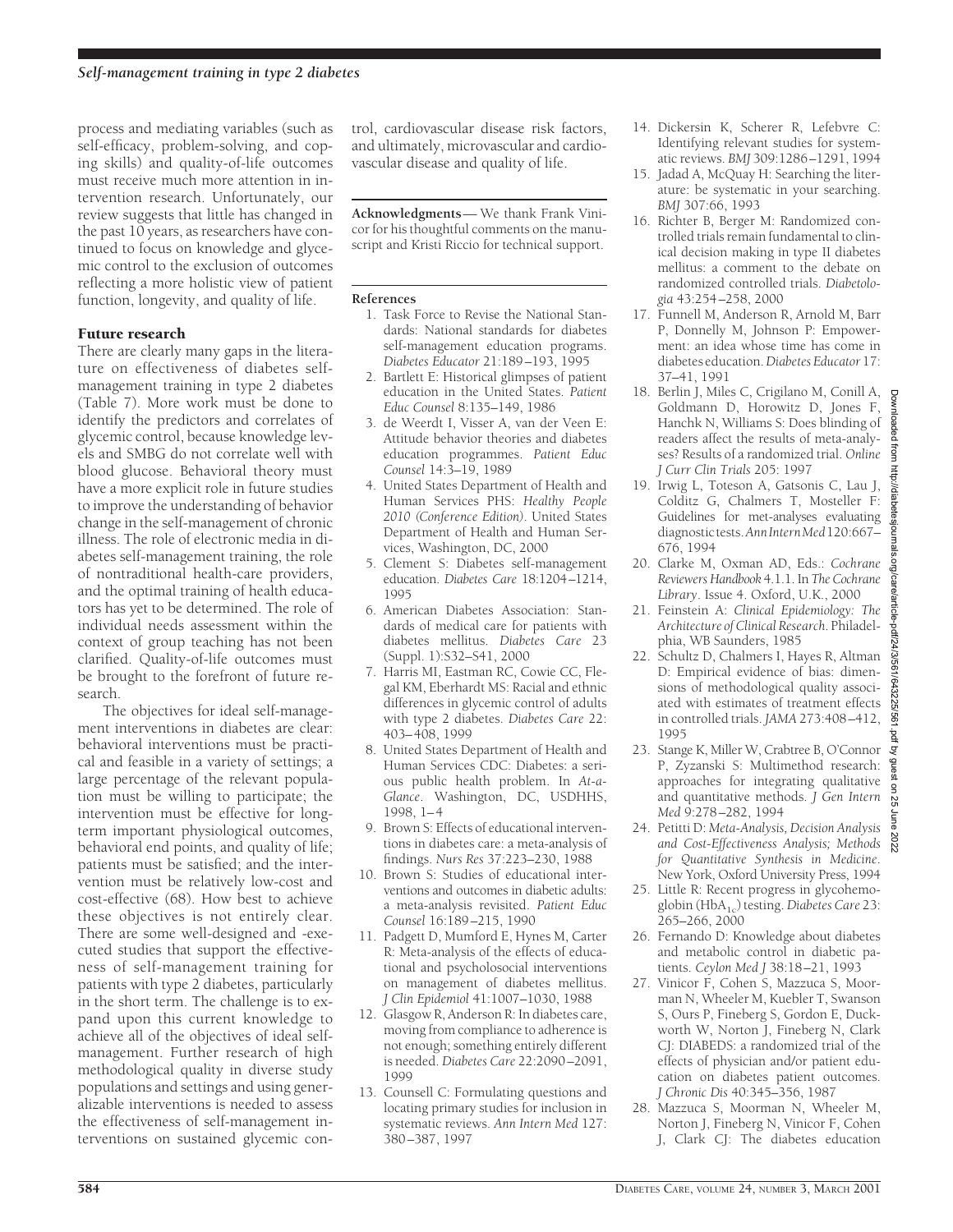process and mediating variables (such as self-efficacy, problem-solving, and coping skills) and quality-of-life outcomes must receive much more attention in intervention research. Unfortunately, our review suggests that little has changed in the past 10 years, as researchers have continued to focus on knowledge and glycemic control to the exclusion of outcomes reflecting a more holistic view of patient function, longevity, and quality of life.

## Future research

There are clearly many gaps in the literature on effectiveness of diabetes self-management training in type 2 diabetes (Table 7). More work must be done to identify the predictors and correlates of glycemic control, because knowledge levels and SMBG do not correlate well with blood glucose. Behavioral theory must have a more explicit role in future studies to improve the understanding of behavior change in the self-management of chronic illness. The role of electronic media in diabetes self-management training, the role of nontraditional health-care providers, and the optimal training of health educators has yet to be determined. The role of individual needs assessment within the context of group teaching has not been clarified. Quality-of-life outcomes must be brought to the forefront of future research.

The objectives for ideal self-management interventions in diabetes are clear: behavioral interventions must be practical and feasible in a variety of settings; a large percentage of the relevant population must be willing to participate; the intervention must be effective for long-term important physiological outcomes, behavioral end points, and quality of life; patients must be satisfied; and the intervention must be relatively low-cost and cost-effective (68). How best to achieve these objectives is not entirely clear. There are some well-designed and -executed studies that support the effectiveness of self-management training for patients with type 2 diabetes, particularly in the short term. The challenge is to expand upon this current knowledge to achieve all of the objectives of ideal self-management. Further research of high methodological quality in diverse study populations and settings and using generalizable interventions is needed to assess the effectiveness of self-management interventions on sustained glycemic control, cardiovascular disease risk factors, and ultimately, microvascular and cardiovascular disease and quality of life.

**Acknowledgments**— We thank Frank Vinicor for his thoughtful comments on the manuscript and Kristi Riccio for technical support.

## References

1. Task Force to Revise the National Standards: National standards for diabetes self-management education programs. *Diabetes Educator* 21:189–193, 1995
2. Bartlett E: Historical glimpses of patient education in the United States. *Patient Educ Counsel* 8:135–149, 1986
3. de Weerdt I, Visser A, van der Veen E: Attitude behavior theories and diabetes education programmes. *Patient Educ Counsel* 14:3–19, 1989
4. United States Department of Health and Human Services PHS: *Healthy People 2010 (Conference Edition)*. United States Department of Health and Human Services, Washington, DC, 2000
5. Clement S: Diabetes self-management education. *Diabetes Care* 18:1204–1214, 1995
6. American Diabetes Association: Standards of medical care for patients with diabetes mellitus. *Diabetes Care* 23 (Suppl. 1):S32–S41, 2000
7. Harris MI, Eastman RC, Cowie CC, Flegal KM, Eberhardt MS: Racial and ethnic differences in glycemic control of adults with type 2 diabetes. *Diabetes Care* 22: 403–408, 1999
8. United States Department of Health and Human Services CDC: Diabetes: a serious public health problem. In *At-a-Glance*. Washington, DC, USDHHS, 1998, 1–4
9. Brown S: Effects of educational interventions in diabetes care: a meta-analysis of findings. *Nurs Res* 37:223–230, 1988
10. Brown S: Studies of educational interventions and outcomes in diabetic adults: a meta-analysis revisited. *Patient Educ Counsel* 16:189–215, 1990
11. Padgett D, Mumford E, Hynes M, Carter R: Meta-analysis of the effects of educational and psychosocial interventions on management of diabetes mellitus. *J Clin Epidemiol* 41:1007–1030, 1988
12. Glasgow R, Anderson R: In diabetes care, moving from compliance to adherence is not enough; something entirely different is needed. *Diabetes Care* 22:2090–2091, 1999
13. Counsell C: Formulating questions and locating primary studies for inclusion in systematic reviews. *Ann Intern Med* 127: 380–387, 1997
14. Dickersin K, Scherer R, Lefebvre C: Identifying relevant studies for systematic reviews. *BMJ* 309:1286–1291, 1994
15. Jadad A, McQuay H: Searching the literature: be systematic in your searching. *BMJ* 307:66, 1993
16. Richter B, Berger M: Randomized controlled trials remain fundamental to clinical decision making in type II diabetes mellitus: a comment to the debate on randomized controlled trials. *Diabetologia* 43:254–258, 2000
17. Funnell M, Anderson R, Arnold M, Barr P, Donnelly M, Johnson P: Empowerment: an idea whose time has come in diabetes education. *Diabetes Educator* 17: 37–41, 1991
18. Berlin J, Miles C, Crigilano M, Conill A, Goldmann D, Horowitz D, Jones F, Hanchk N, Williams S: Does blinding of readers affect the results of meta-analyses? Results of a randomized trial. *Online J Curr Clin Trials* 205: 1997
19. Irwig L, Toteson A, Gatsonis C, Lau J, Colditz G, Chalmers T, Mosteller F: Guidelines for met-analyses evaluating diagnostic tests. *Ann Intern Med* 120:667–676, 1994
20. Clarke M, Oxman AD, Eds.: *Cochrane Reviewers Handbook* 4.1.1. In *The Cochrane Library*. Issue 4. Oxford, U.K., 2000
21. Feinstein A: *Clinical Epidemiology: The Architecture of Clinical Research*. Philadelphia, WB Saunders, 1985
22. Schultz D, Chalmers I, Hayes R, Altman D: Empirical evidence of bias: dimensions of methodological quality associated with estimates of treatment effects in controlled trials. *JAMA* 273:408–412, 1995
23. Stange K, Miller W, Crabtree B, O'Connor P, Zyzanski S: Multimethod research: approaches for integrating qualitative and quantitative methods. *J Gen Intern Med* 9:278–282, 1994
24. Petitti D: *Meta-Analysis, Decision Analysis and Cost-Effectiveness Analysis; Methods for Quantitative Synthesis in Medicine*. New York, Oxford University Press, 1994
25. Little R: Recent progress in glycohemoglobin ($HbA_{1c}$) testing. *Diabetes Care* 23: 265–266, 2000
26. Fernando D: Knowledge about diabetes and metabolic control in diabetic patients. *Ceylon Med J* 38:18–21, 1993
27. Vinicor F, Cohen S, Mazzuca S, Moorman N, Wheeler M, Kuebler T, Swanson S, Ours P, Fineberg S, Gordon E, Duckworth W, Norton J, Fineberg N, Clark CJ: DIABEDS: a randomized trial of the effects of physician and/or patient education on diabetes patient outcomes. *J Chronic Dis* 40:345–356, 1987
28. Mazzuca S, Moorman N, Wheeler M, Norton J, Fineberg N, Vinicor F, Cohen J, Clark CJ: The diabetes education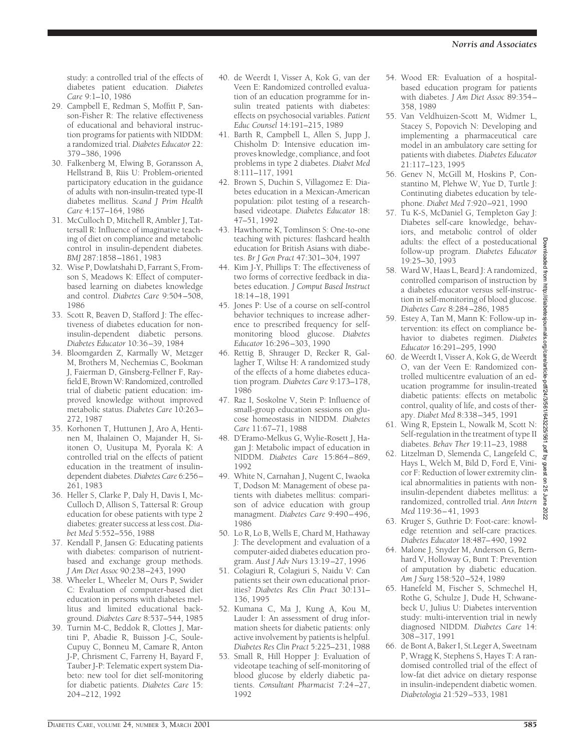study: a controlled trial of the effects of diabetes patient education. *Diabetes Care* 9:1–10, 1986

29. Campbell E, Redman S, Moffitt P, Sanson-Fisher R: The relative effectiveness of educational and behavioral instruction programs for patients with NIDDM: a randomized trial. *Diabetes Educator* 22: 379–386, 1996
30. Falkenberg M, Elwing B, Goransson A, Hellstrand B, Riis U: Problem-oriented participatory education in the guidance of adults with non-insulin-treated type-II diabetes mellitus. *Scand J Prim Health Care* 4:157–164, 1986
31. McCulloch D, Mitchell R, Ambler J, Tattersall R: Influence of imaginative teaching of diet on compliance and metabolic control in insulin-dependent diabetes. *BMJ* 287:1858–1861, 1983
32. Wise P, Dowlatshahi D, Farrant S, Fromson S, Meadows K: Effect of computer-based learning on diabetes knowledge and control. *Diabetes Care* 9:504–508, 1986
33. Scott R, Beaven D, Stafford J: The effectiveness of diabetes education for non-insulin-dependent diabetic persons. *Diabetes Educator* 10:36–39, 1984
34. Bloomgarden Z, Karmally W, Metzger M, Brothers M, Nechemias C, Bookman J, Faierman D, Ginsberg-Fellner F, Rayfield E, Brown W: Randomized, controlled trial of diabetic patient education: improved knowledge without improved metabolic status. *Diabetes Care* 10:263–272, 1987
35. Korhonen T, Huttunen J, Aro A, Hentinen M, Ihalainen O, Majander H, Siitonen O, Uusitupa M, Pyorala K: A controlled trial on the effects of patient education in the treatment of insulin-dependent diabetes. *Diabetes Care* 6:256–261, 1983
36. Heller S, Clarke P, Daly H, Davis I, McCulloch D, Allison S, Tattersal R: Group education for obese patients with type 2 diabetes: greater success at less cost. *Diabet Med* 5:552–556, 1988
37. Kendall P, Jansen G: Educating patients with diabetes: comparison of nutrient-based and exchange group methods. *J Am Diet Assoc* 90:238–243, 1990
38. Wheeler L, Wheeler M, Ours P, Swider C: Evaluation of computer-based diet education in persons with diabetes mellitus and limited educational background. *Diabetes Care* 8:537–544, 1985
39. Turnin M-C, Beddok R, Clottes J, Martini P, Abadie R, Buisson J-C, Soule-Cupuy C, Bonneu M, Camare R, Anton J-P, Chrisment C, Farreny H, Bayard F, Tauber J-P: Telematic expert system Diabeto: new tool for diet self-monitoring for diabetic patients. *Diabetes Care* 15: 204–212, 1992
40. de Weerdt I, Visser A, Kok G, van der Veen E: Randomized controlled evaluation of an education programme for insulin treated patients with diabetes: effects on psychosocial variables. *Patient Educ Counsel* 14:191–215, 1989
41. Barth R, Campbell L, Allen S, Jupp J, Chisholm D: Intensive education improves knowledge, compliance, and foot problems in type 2 diabetes. *Diabet Med* 8:111–117, 1991
42. Brown S, Duchin S, Villagomez E: Diabetes education in a Mexican-American population: pilot testing of a research-based videotape. *Diabetes Educator* 18: 47–51, 1992
43. Hawthorne K, Tomlinson S: One-to-one teaching with pictures: flashcard health education for British Asians with diabetes. *Br J Gen Pract* 47:301–304, 1997
44. Kim J-Y, Phillips T: The effectiveness of two forms of corrective feedback in diabetes education. *J Comput Based Instruct* 18:14–18, 1991
45. Jones P: Use of a course on self-control behavior techniques to increase adherence to prescribed frequency for self-monitoring blood glucose. *Diabetes Educator* 16:296–303, 1990
46. Rettig B, Shrauger D, Recker R, Gallagher T, Wiltse H: A randomized study of the effects of a home diabetes education program. *Diabetes Care* 9:173–178, 1986
47. Raz I, Soskolne V, Stein P: Influence of small-group education sessions on glucose homeostasis in NIDDM. *Diabetes Care* 11:67–71, 1988
48. D'Eramo-Melkus G, Wylie-Rosett J, Hagan J: Metabolic impact of education in NIDDM. *Diabetes Care* 15:864–869, 1992
49. White N, Carnahan J, Nugent C, Iwaoka T, Dodson M: Management of obese patients with diabetes mellitus: comparison of advice education with group managment. *Diabetes Care* 9:490–496, 1986
50. Lo R, Lo B, Wells E, Chard M, Hathaway J: The development and evaluation of a computer-aided diabetes education program. *Aust J Adv Nurs* 13:19–27, 1996
51. Colagiuri R, Colagiuri S, Naidu V: Can patients set their own educational priorities? *Diabetes Res Clin Pract* 30:131–136, 1995
52. Kumana C, Ma J, Kung A, Kou M, Lauder I: An assessment of drug information sheets for diabetic patients: only active involvement by patients is helpful. *Diabetes Res Clin Pract* 5:225–231, 1988
53. Small R, Hill Hopper J: Evaluation of videotape teaching of self-monitoring of blood glucose by elderly diabetic patients. *Consultant Pharmacist* 7:24–27, 1992
54. Wood ER: Evaluation of a hospital-based education program for patients with diabetes. *J Am Diet Assoc* 89:354–358, 1989
55. Van Veldhuizen-Scott M, Widmer L, Stacey S, Popovich N: Developing and implementing a pharmaceutical care model in an ambulatory care setting for patients with diabetes. *Diabetes Educator* 21:117–123, 1995
56. Genev N, McGill M, Hoskins P, Constantino M, Plehwe W, Yue D, Turtle J: Continuing diabetes education by telephone. *Diabet Med* 7:920–921, 1990
57. Tu K-S, McDaniel G, Templeton Gay J: Diabetes self-care knowledge, behaviors, and metabolic control of older adults: the effect of a posteducational follow-up program. *Diabetes Educator* 19:25–30, 1993
58. Ward W, Haas L, Beard J: A randomized, controlled comparison of instruction by a diabetes educator versus self-instruction in self-monitoring of blood glucose. *Diabetes Care* 8:284–286, 1985
59. Estey A, Tan M, Mann K: Follow-up intervention: its effect on compliance behavior to diabetes regimen. *Diabetes Educator* 16:291–295, 1990
60. de Weerdt I, Visser A, Kok G, de Weerdt O, van der Veen E: Randomized controlled multicentre evaluation of an education programme for insulin-treated diabetic patients: effects on metabolic control, quality of life, and costs of therapy. *Diabet Med* 8:338–345, 1991
61. Wing R, Epstein L, Nowalk M, Scott N: Self-regulation in the treatment of type II diabetes. *Behav Ther* 19:11–23, 1988
62. Litzelman D, Slemenda C, Langefeld C, Hays L, Welch M, Bild D, Ford E, Vinicor F: Reduction of lower extremity clinical abnormalities in patients with non-insulin-dependent diabetes mellitus: a randomized, controlled trial. *Ann Intern Med* 119:36–41, 1993
63. Kruger S, Guthrie D: Foot-care: knowledge retention and self-care practices. *Diabetes Educator* 18:487–490, 1992
64. Malone J, Snyder M, Anderson G, Bernhard V, Holloway G, Bunt T: Prevention of amputation by diabetic education. *Am J Surg* 158:520–524, 1989
65. Hanefeld M, Fischer S, Schmechel H, Rothe G, Schulze J, Dude H, Schwanebeck U, Julius U: Diabetes intervention study: multi-intervention trial in newly diagnosed NIDDM. *Diabetes Care* 14: 308–317, 1991
66. de Bont A, Baker I, St.Leger A, Sweetnam P, Wragg K, Stephens S, Hayes T: A randomised controlled trial of the effect of low-fat diet advice on dietary response in insulin-independent diabetic women. *Diabetologia* 21:529–533, 1981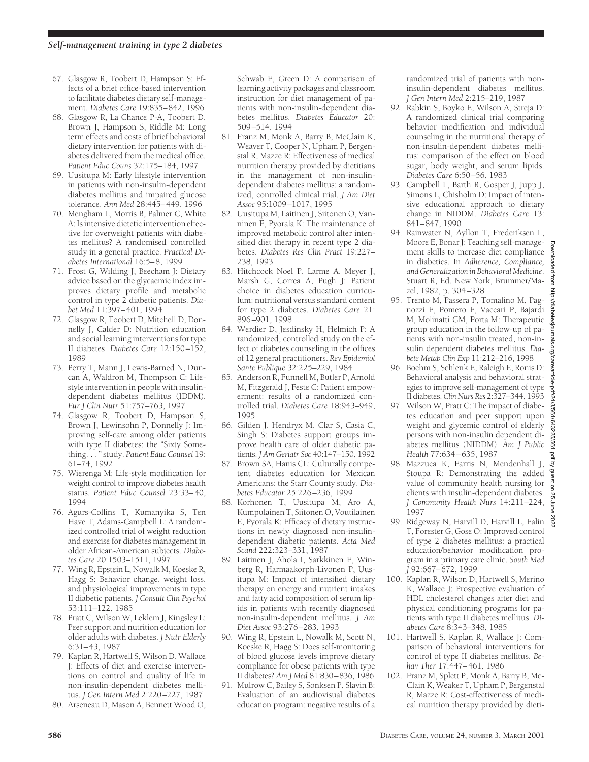67. Glasgow R, Toobert D, Hampson S: Effects of a brief office-based intervention to facilitate diabetes dietary self-management. *Diabetes Care* 19:835–842, 1996
68. Glasgow R, La Chance P-A, Toobert D, Brown J, Hampson S, Riddle M: Long term effects and costs of brief behavioral dietary intervention for patients with diabetes delivered from the medical office. *Patient Educ Couns* 32:175–184, 1997
69. Uusitupa M: Early lifestyle intervention in patients with non-insulin-dependent diabetes mellitus and impaired glucose tolerance. *Ann Med* 28:445–449, 1996
70. Mengham L, Morris B, Palmer C, White A: Is intensive dietetic intervention effective for overweight patients with diabetes mellitus? A randomised controlled study in a general practice. *Practical Diabetes International* 16:5–8, 1999
71. Frost G, Wilding J, Beecham J: Dietary advice based on the glycaemic index improves dietary profile and metabolic control in type 2 diabetic patients. *Diabet Med* 11:397–401, 1994
72. Glasgow R, Toobert D, Mitchell D, Donnelly J, Calder D: Nutrition education and social learning interventions for type II diabetes. *Diabetes Care* 12:150–152, 1989
73. Perry T, Mann J, Lewis-Barned N, Duncan A, Waldron M, Thompson C: Lifestyle intervention in people with insulin-dependent diabetes mellitus (IDDM). *Eur J Clin Nutr* 51:757–763, 1997
74. Glasgow R, Toobert D, Hampson S, Brown J, Lewinsohn P, Donnelly J: Improving self-care among older patients with type II diabetes: the "Sixty Something. . ." study. *Patient Educ Counsel* 19: 61–74, 1992
75. Wierenga M: Life-style modification for weight control to improve diabetes health status. *Patient Educ Counsel* 23:33–40, 1994
76. Agurs-Collins T, Kumanyika S, Ten Have T, Adams-Campbell L: A randomized controlled trial of weight reduction and exercise for diabetes management in older African-American subjects. *Diabetes Care* 20:1503–1511, 1997
77. Wing R, Epstein L, Nowalk M, Koeske R, Hagg S: Behavior change, weight loss, and physiological improvements in type II diabetic patients. *J Consult Clin Psychol* 53:111–122, 1985
78. Pratt C, Wilson W, Leklem J, Kingsley L: Peer support and nutrition education for older adults with diabetes. *J Nutr Elderly* 6:31–43, 1987
79. Kaplan R, Hartwell S, Wilson D, Wallace J: Effects of diet and exercise interventions on control and quality of life in non-insulin-dependent diabetes mellitus. *J Gen Intern Med* 2:220–227, 1987
80. Arseneau D, Mason A, Bennett Wood O, Schwab E, Green D: A comparison of learning activity packages and classroom instruction for diet management of patients with non-insulin-dependent diabetes mellitus. *Diabetes Educator* 20: 509–514, 1994
81. Franz M, Monk A, Barry B, McClain K, Weaver T, Cooper N, Upham P, Bergenstal R, Mazze R: Effectiveness of medical nutrition therapy provided by dietitians in the management of non-insulin-dependent diabetes mellitus: a randomized, controlled clinical trial. *J Am Diet Assoc* 95:1009–1017, 1995
82. Uusitupa M, Laitinen J, Siitonen O, Vanninen E, Pyorala K: The maintenance of improved metabolic control after intensified diet therapy in recent type 2 diabetes. *Diabetes Res Clin Pract* 19:227–238, 1993
83. Hitchcock Noel P, Larme A, Meyer J, Marsh G, Correa A, Pugh J: Patient choice in diabetes education curriculum: nutritional versus standard content for type 2 diabetes. *Diabetes Care* 21: 896–901, 1998
84. Werdier D, Jesdinsky H, Helmich P: A randomized, controlled study on the effect of diabetes counseling in the offices of 12 general practitioners. *Rev Epidemiol Sante Publique* 32:225–229, 1984
85. Anderson R, Funnell M, Butler P, Arnold M, Fitzgerald J, Feste C: Patient empowerment: results of a randomized controlled trial. *Diabetes Care* 18:943–949, 1995
86. Gilden J, Hendryx M, Clar S, Casia C, Singh S: Diabetes support groups improve health care of older diabetic patients. *J Am Geriatr Soc* 40:147–150, 1992
87. Brown SA, Hanis CL: Culturally competent diabetes education for Mexican Americans: the Starr County study. *Diabetes Educator* 25:226–236, 1999
88. Korhonen T, Uusitupa M, Aro A, Kumpulainen T, Siitonen O, Voutilainen E, Pyorala K: Efficacy of dietary instructions in newly diagnosed non-insulin-dependent diabetic patients. *Acta Med Scand* 222:323–331, 1987
89. Laitinen J, Ahola I, Sarkkinen E, Winberg R, Harmaakorph-Livonen P, Uusitupa M: Impact of intensified dietary therapy on energy and nutrient intakes and fatty acid composition of serum lipids in patients with recently diagnosed non-insulin-dependent mellitus. *J Am Diet Assoc* 93:276–283, 1993
90. Wing R, Epstein L, Nowalk M, Scott N, Koeske R, Hagg S: Does self-monitoring of blood glucose levels improve dietary compliance for obese patients with type II diabetes? *Am J Med* 81:830–836, 1986
91. Mulrow C, Bailey S, Sonksen P, Slavin B: Evaluation of an audiovisual diabetes education program: negative results of a randomized trial of patients with non-insulin-dependent diabetes mellitus. *J Gen Intern Med* 2:215–219, 1987
92. Rabkin S, Boyko E, Wilson A, Streja D: A randomized clinical trial comparing behavior modification and individual counseling in the nutritional therapy of non-insulin-dependent diabetes mellitus: comparison of the effect on blood sugar, body weight, and serum lipids. *Diabetes Care* 6:50–56, 1983
93. Campbell L, Barth R, Gosper J, Jupp J, Simons L, Chisholm D: Impact of intensive educational approach to dietary change in NIDDM. *Diabetes Care* 13: 841–847, 1990
94. Rainwater N, Ayllon T, Frederiksen L, Moore E, Bonar J: Teaching self-management skills to increase diet compliance in diabetics. In *Adherence, Compliance, and Generalization in Behavioral Medicine*. Stuart R, Ed. New York, Brummer/Mazel, 1982, p. 304–328
95. Trento M, Passera P, Tomalino M, Pagnozzi F, Pomero F, Vaccari P, Bajardi M, Molinatti GM, Porta M: Therapeutic group education in the follow-up of patients with non-insulin treated, non-insulin dependent diabetes mellitus. *Diabete Metab Clin Exp* 11:212–216, 1998
96. Boehm S, Schlenk E, Raleigh E, Ronis D: Behavioral analysis and behavioral strategies to improve self-management of type II diabetes. *Clin Nurs Res* 2:327–344, 1993
97. Wilson W, Pratt C: The impact of diabetes education and peer support upon weight and glycemic control of elderly persons with non-insulin dependent diabetes mellitus (NIDDM). *Am J Public Health* 77:634–635, 1987
98. Mazzuca K, Farris N, Mendenhall J, Stoupa R: Demonstrating the added value of community health nursing for clients with insulin-dependent diabetes. *J Community Health Nurs* 14:211–224, 1997
99. Ridgeway N, Harvill D, Harvill L, Falin T, Forester G, Gose O: Improved control of type 2 diabetes mellitus: a practical education/behavior modification program in a primary care clinic. *South Med J* 92:667–672, 1999
100. Kaplan R, Wilson D, Hartwell S, Merino K, Wallace J: Prospective evaluation of HDL cholesterol changes after diet and physical conditioning programs for patients with type II diabetes mellitus. *Diabetes Care* 8:343–348, 1985
101. Hartwell S, Kaplan R, Wallace J: Comparison of behavioral interventions for control of type II diabetes mellitus. *Behav Ther* 17:447–461, 1986
102. Franz M, Splett P, Monk A, Barry B, McClain K, Weaver T, Upham P, Bergenstal R, Mazze R: Cost-effectiveness of medical nutrition therapy provided by dieti-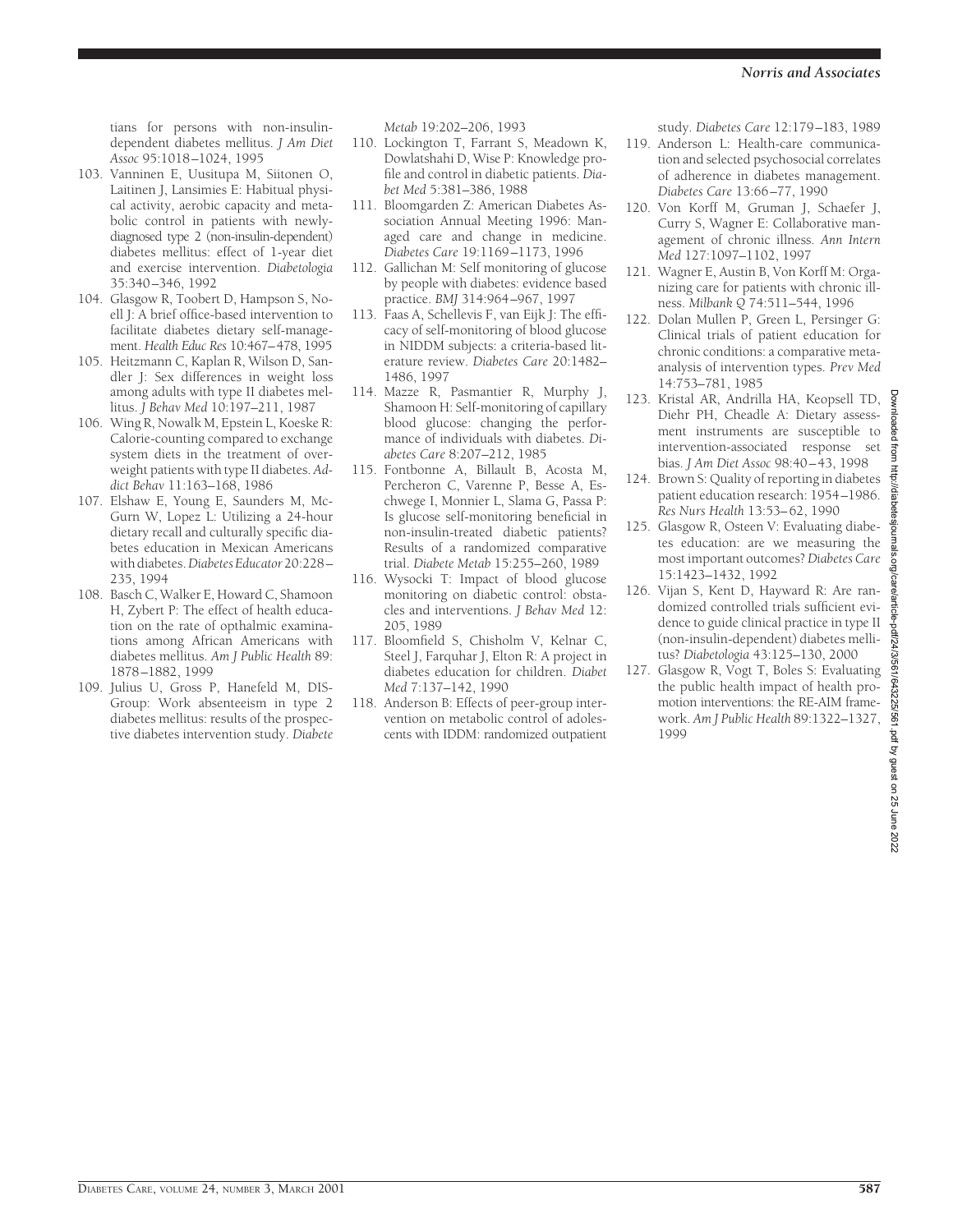tians for persons with non-insulin-dependent diabetes mellitus. *J Am Diet Assoc* 95:1018–1024, 1995

103. Vanninen E, Uusitupa M, Siitonen O, Laitinen J, Lansimies E: Habitual physical activity, aerobic capacity and metabolic control in patients with newly-diagnosed type 2 (non-insulin-dependent) diabetes mellitus: effect of 1-year diet and exercise intervention. *Diabetologia* 35:340–346, 1992
104. Glasgow R, Toobert D, Hampson S, Noell J: A brief office-based intervention to facilitate diabetes dietary self-management. *Health Educ Res* 10:467–478, 1995
105. Heitzmann C, Kaplan R, Wilson D, Sandler J: Sex differences in weight loss among adults with type II diabetes mellitus. *J Behav Med* 10:197–211, 1987
106. Wing R, Nowalk M, Epstein L, Koeske R: Calorie-counting compared to exchange system diets in the treatment of overweight patients with type II diabetes. *Addict Behav* 11:163–168, 1986
107. Elshaw E, Young E, Saunders M, McGurn W, Lopez L: Utilizing a 24-hour dietary recall and culturally specific diabetes education in Mexican Americans with diabetes. *Diabetes Educator* 20:228–235, 1994
108. Basch C, Walker E, Howard C, Shamoon H, Zybert P: The effect of health education on the rate of opthalmic examinations among African Americans with diabetes mellitus. *Am J Public Health* 89: 1878–1882, 1999
109. Julius U, Gross P, Hanefeld M, DIS-Group: Work absenteeism in type 2 diabetes mellitus: results of the prospective diabetes intervention study. *Diabete Metab* 19:202–206, 1993
110. Lockington T, Farrant S, Meadown K, Dowlatshahi D, Wise P: Knowledge profile and control in diabetic patients. *Diabet Med* 5:381–386, 1988
111. Bloomgarden Z: American Diabetes Association Annual Meeting 1996: Managed care and change in medicine. *Diabetes Care* 19:1169–1173, 1996
112. Gallichan M: Self monitoring of glucose by people with diabetes: evidence based practice. *BMJ* 314:964–967, 1997
113. Faas A, Schellevis F, van Eijk J: The efficacy of self-monitoring of blood glucose in NIDDM subjects: a criteria-based literature review. *Diabetes Care* 20:1482–1486, 1997
114. Mazze R, Pasmantier R, Murphy J, Shamoon H: Self-monitoring of capillary blood glucose: changing the performance of individuals with diabetes. *Diabetes Care* 8:207–212, 1985
115. Fontbonne A, Billault B, Acosta M, Percheron C, Varenne P, Besse A, Eschwege I, Monnier L, Slama G, Passa P: Is glucose self-monitoring beneficial in non-insulin-treated diabetic patients? Results of a randomized comparative trial. *Diabete Metab* 15:255–260, 1989
116. Wysocki T: Impact of blood glucose monitoring on diabetic control: obstacles and interventions. *J Behav Med* 12: 205, 1989
117. Bloomfield S, Chisholm V, Kelnar C, Steel J, Farquhar J, Elton R: A project in diabetes education for children. *Diabet Med* 7:137–142, 1990
118. Anderson B: Effects of peer-group intervention on metabolic control of adolescents with IDDM: randomized outpatient study. *Diabetes Care* 12:179–183, 1989
119. Anderson L: Health-care communication and selected psychosocial correlates of adherence in diabetes management. *Diabetes Care* 13:66–77, 1990
120. Von Korff M, Gruman J, Schaefer J, Curry S, Wagner E: Collaborative management of chronic illness. *Ann Intern Med* 127:1097–1102, 1997
121. Wagner E, Austin B, Von Korff M: Organizing care for patients with chronic illness. *Milbank Q* 74:511–544, 1996
122. Dolan Mullen P, Green L, Persinger G: Clinical trials of patient education for chronic conditions: a comparative meta-analysis of intervention types. *Prev Med* 14:753–781, 1985
123. Kristal AR, Andrilla HA, Keopsell TD, Diehr PH, Cheadle A: Dietary assessment instruments are susceptible to intervention-associated response set bias. *J Am Diet Assoc* 98:40–43, 1998
124. Brown S: Quality of reporting in diabetes patient education research: 1954–1986. *Res Nurs Health* 13:53–62, 1990
125. Glasgow R, Osteen V: Evaluating diabetes education: are we measuring the most important outcomes? *Diabetes Care* 15:1423–1432, 1992
126. Vijan S, Kent D, Hayward R: Are randomized controlled trials sufficient evidence to guide clinical practice in type II (non-insulin-dependent) diabetes mellitus? *Diabetologia* 43:125–130, 2000
127. Glasgow R, Vogt T, Boles S: Evaluating the public health impact of health promotion interventions: the RE-AIM framework. *Am J Public Health* 89:1322–1327, 1999